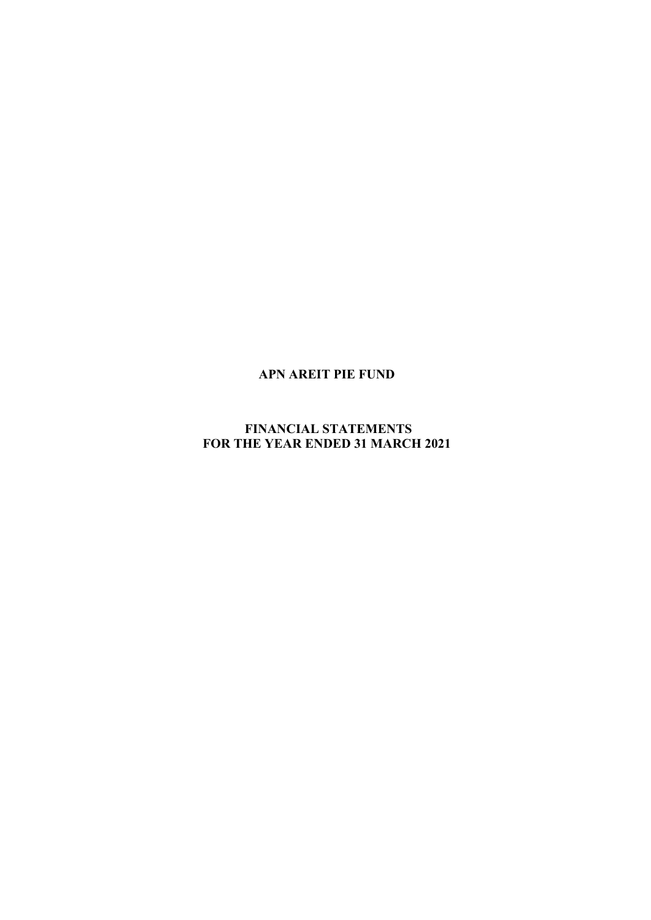# APN AREIT PIE FUND

## FINANCIAL STATEMENTS
## FOR THE YEAR ENDED 31 MARCH 2021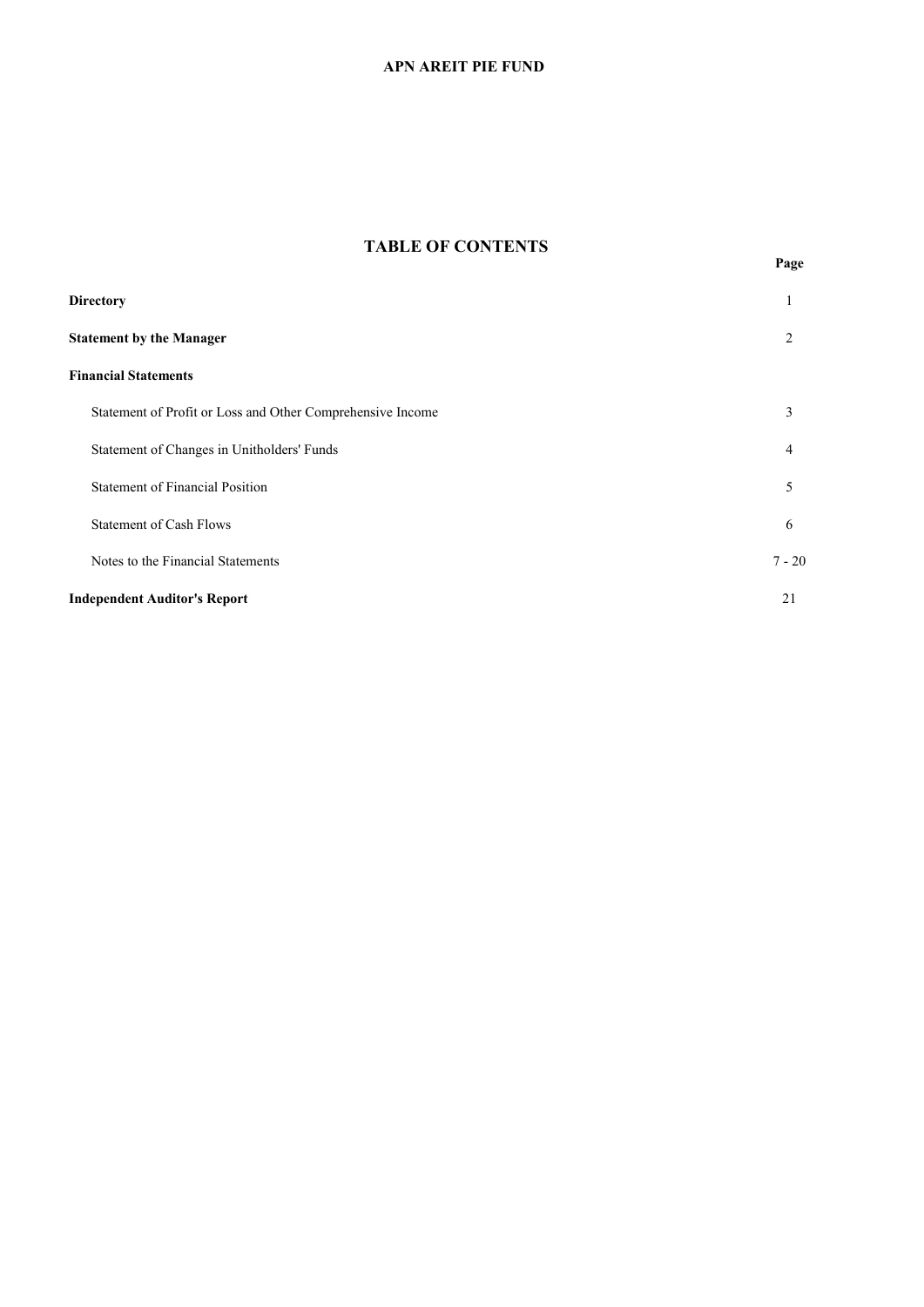# APN AREIT PIE FUND

## TABLE OF CONTENTS

| | Page |
|---|---|
| **Directory** | 1 |
| **Statement by the Manager** | 2 |
| **Financial Statements** | |
| Statement of Profit or Loss and Other Comprehensive Income | 3 |
| Statement of Changes in Unitholders' Funds | 4 |
| Statement of Financial Position | 5 |
| Statement of Cash Flows | 6 |
| Notes to the Financial Statements | 7 - 20 |
| **Independent Auditor's Report** | 21 |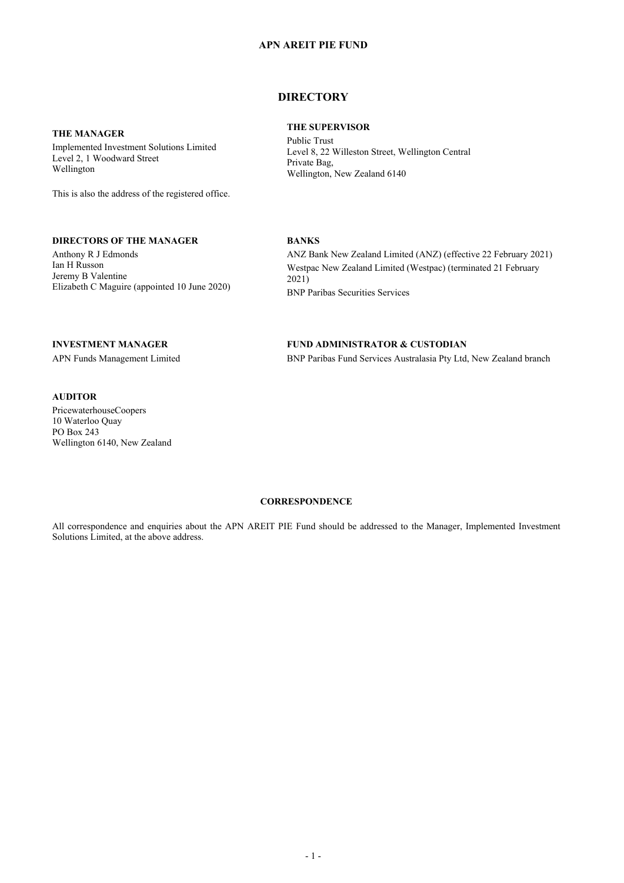# APN AREIT PIE FUND

## DIRECTORY

### THE MANAGER

Implemented Investment Solutions Limited
Level 2, 1 Woodward Street
Wellington

This is also the address of the registered office.

### THE SUPERVISOR

Public Trust
Level 8, 22 Willeston Street, Wellington Central
Private Bag,
Wellington, New Zealand 6140

### DIRECTORS OF THE MANAGER

Anthony R J Edmonds
Ian H Russon
Jeremy B Valentine
Elizabeth C Maguire (appointed 10 June 2020)

### BANKS

ANZ Bank New Zealand Limited (ANZ) (effective 22 February 2021)
Westpac New Zealand Limited (Westpac) (terminated 21 February 2021)
BNP Paribas Securities Services

### INVESTMENT MANAGER

APN Funds Management Limited

### FUND ADMINISTRATOR & CUSTODIAN

BNP Paribas Fund Services Australasia Pty Ltd, New Zealand branch

### AUDITOR

PricewaterhouseCoopers
10 Waterloo Quay
PO Box 243
Wellington 6140, New Zealand

### CORRESPONDENCE

All correspondence and enquiries about the APN AREIT PIE Fund should be addressed to the Manager, Implemented Investment Solutions Limited, at the above address.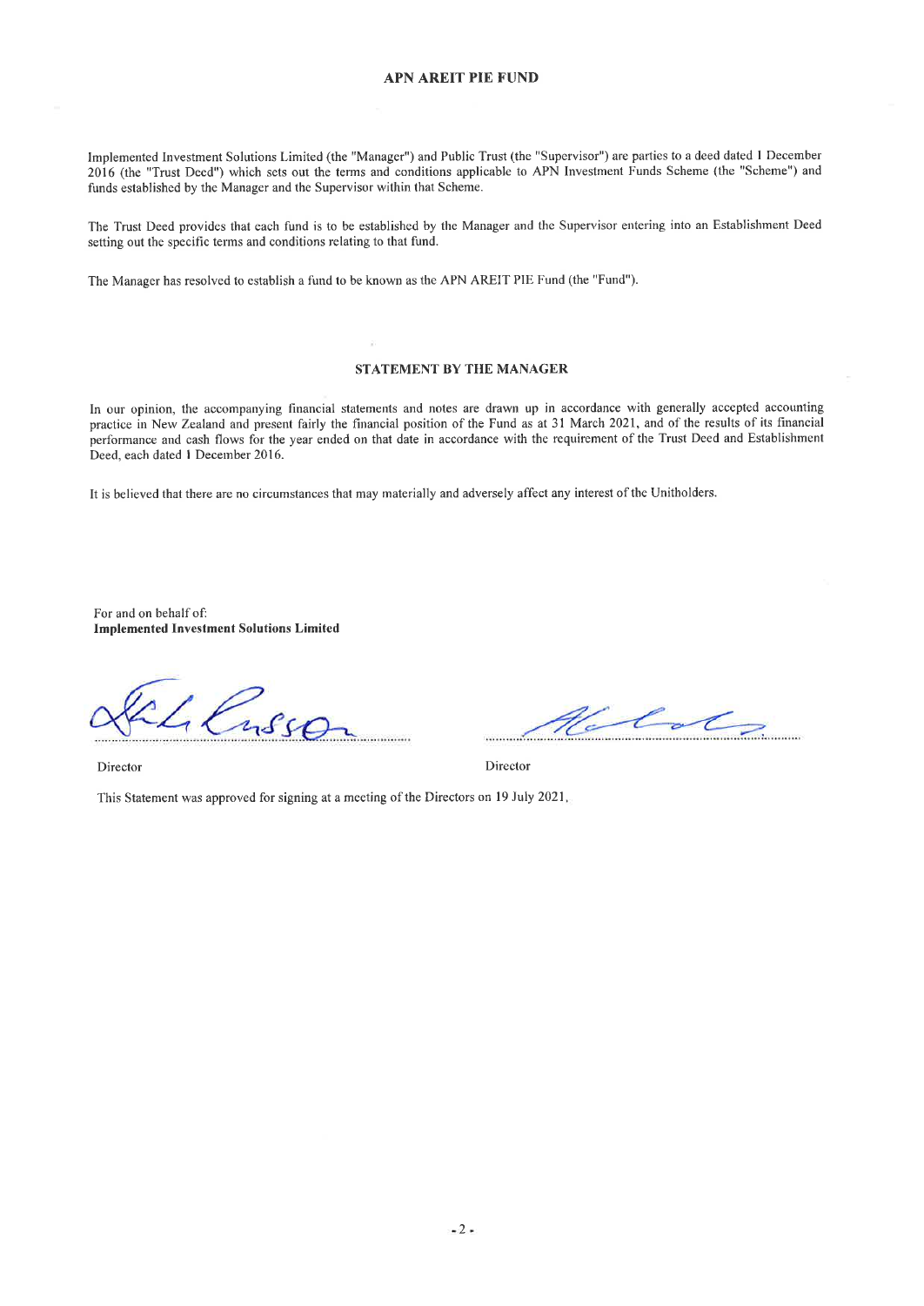# APN AREIT PIE FUND

Implemented Investment Solutions Limited (the "Manager") and Public Trust (the "Supervisor") are parties to a deed dated 1 December 2016 (the "Trust Deed") which sets out the terms and conditions applicable to APN Investment Funds Scheme (the "Scheme") and funds established by the Manager and the Supervisor within that Scheme.

The Trust Deed provides that each fund is to be established by the Manager and the Supervisor entering into an Establishment Deed setting out the specific terms and conditions relating to that fund.

The Manager has resolved to establish a fund to be known as the APN AREIT PIE Fund (the "Fund").

## STATEMENT BY THE MANAGER

In our opinion, the accompanying financial statements and notes are drawn up in accordance with generally accepted accounting practice in New Zealand and present fairly the financial position of the Fund as at 31 March 2021, and of the results of its financial performance and cash flows for the year ended on that date in accordance with the requirement of the Trust Deed and Establishment Deed, each dated 1 December 2016.

It is believed that there are no circumstances that may materially and adversely affect any interest of the Unitholders.

For and on behalf of:
**Implemented Investment Solutions Limited**

Director

Director

This Statement was approved for signing at a meeting of the Directors on 19 July 2021.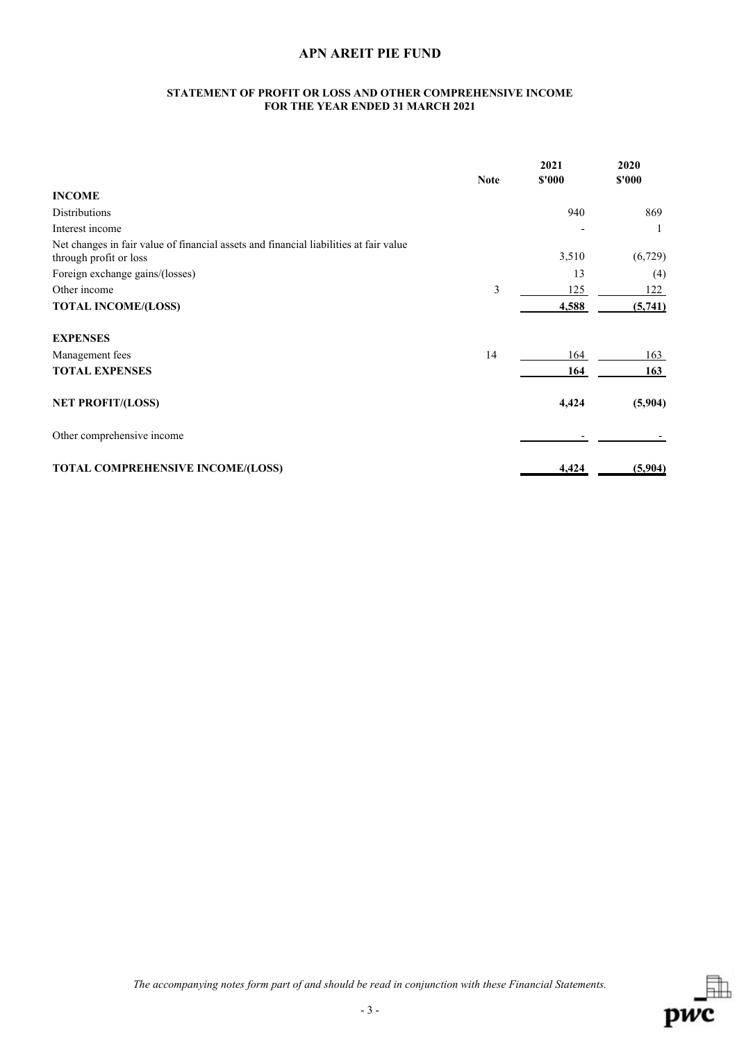# APN AREIT PIE FUND

## STATEMENT OF PROFIT OR LOSS AND OTHER COMPREHENSIVE INCOME
## FOR THE YEAR ENDED 31 MARCH 2021

| | Note | 2021<br>$'000 | 2020<br>$'000 |
|---|---|---|---|
| **INCOME** | | | |
| Distributions | | 940 | 869 |
| Interest income | | - | 1 |
| Net changes in fair value of financial assets and financial liabilities at fair value through profit or loss | | 3,510 | (6,729) |
| Foreign exchange gains/(losses) | | 13 | (4) |
| Other income | 3 | 125 | 122 |
| **TOTAL INCOME/(LOSS)** | | **4,588** | **(5,741)** |
| **EXPENSES** | | | |
| Management fees | 14 | 164 | 163 |
| **TOTAL EXPENSES** | | **164** | **163** |
| **NET PROFIT/(LOSS)** | | **4,424** | **(5,904)** |
| Other comprehensive income | | - | - |
| **TOTAL COMPREHENSIVE INCOME/(LOSS)** | | **4,424** | **(5,904)** |

*The accompanying notes form part of and should be read in conjunction with these Financial Statements.*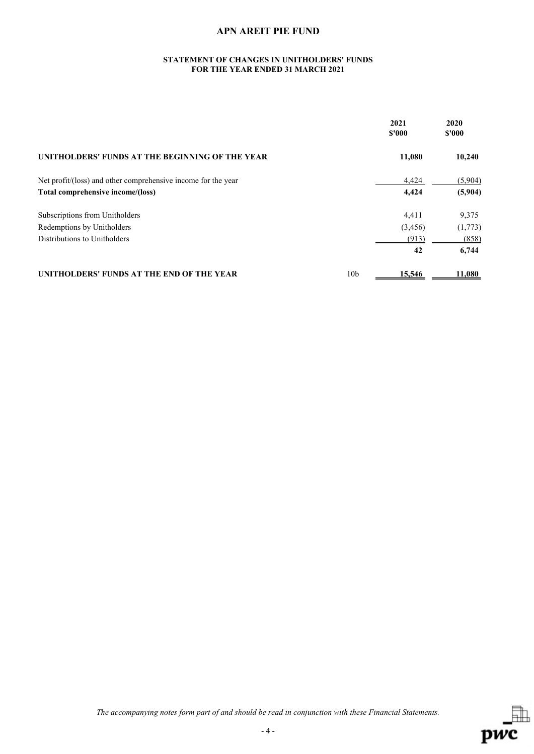# APN AREIT PIE FUND

## STATEMENT OF CHANGES IN UNITHOLDERS' FUNDS
## FOR THE YEAR ENDED 31 MARCH 2021

| | | 2021<br>$'000 | 2020<br>$'000 |
|---|---|---|---|
| **UNITHOLDERS' FUNDS AT THE BEGINNING OF THE YEAR** | | **11,080** | **10,240** |
| Net profit/(loss) and other comprehensive income for the year | | 4,424 | (5,904) |
| **Total comprehensive income/(loss)** | | **4,424** | **(5,904)** |
| Subscriptions from Unitholders | | 4,411 | 9,375 |
| Redemptions by Unitholders | | (3,456) | (1,773) |
| Distributions to Unitholders | | (913) | (858) |
| | | **42** | **6,744** |
| **UNITHOLDERS' FUNDS AT THE END OF THE YEAR** | 10b | **15,546** | **11,080** |

*The accompanying notes form part of and should be read in conjunction with these Financial Statements.*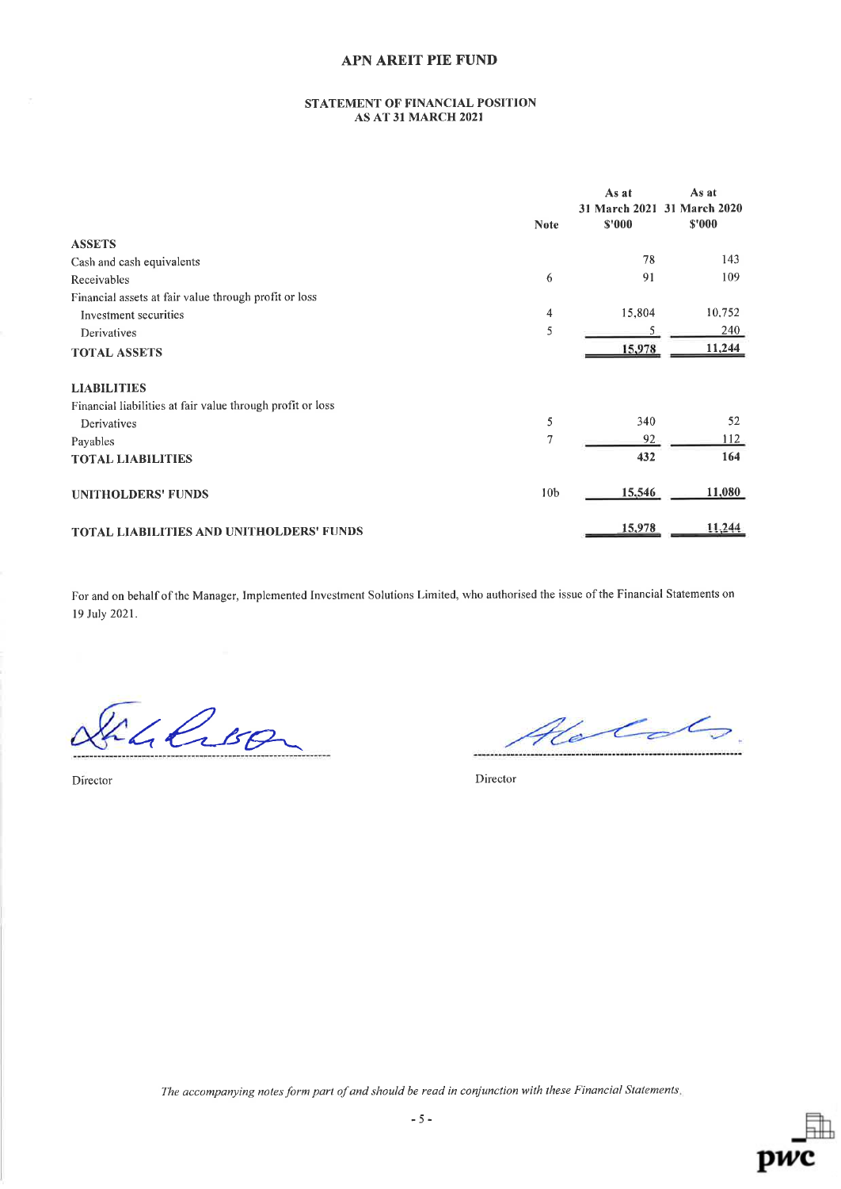# APN AREIT PIE FUND

## STATEMENT OF FINANCIAL POSITION
## AS AT 31 MARCH 2021

| | Note | As at 31 March 2021 $'000 | As at 31 March 2020 $'000 |
|---|---|---|---|
| **ASSETS** | | | |
| Cash and cash equivalents | | 78 | 143 |
| Receivables | 6 | 91 | 109 |
| Financial assets at fair value through profit or loss | | | |
| Investment securities | 4 | 15,804 | 10,752 |
| Derivatives | 5 | 5 | 240 |
| **TOTAL ASSETS** | | **15,978** | **11,244** |
| **LIABILITIES** | | | |
| Financial liabilities at fair value through profit or loss | | | |
| Derivatives | 5 | 340 | 52 |
| Payables | 7 | 92 | 112 |
| **TOTAL LIABILITIES** | | **432** | **164** |
| **UNITHOLDERS' FUNDS** | 10b | **15,546** | **11,080** |
| **TOTAL LIABILITIES AND UNITHOLDERS' FUNDS** | | **15,978** | **11,244** |

For and on behalf of the Manager, Implemented Investment Solutions Limited, who authorised the issue of the Financial Statements on 19 July 2021.

Director

Director

*The accompanying notes form part of and should be read in conjunction with these Financial Statements.*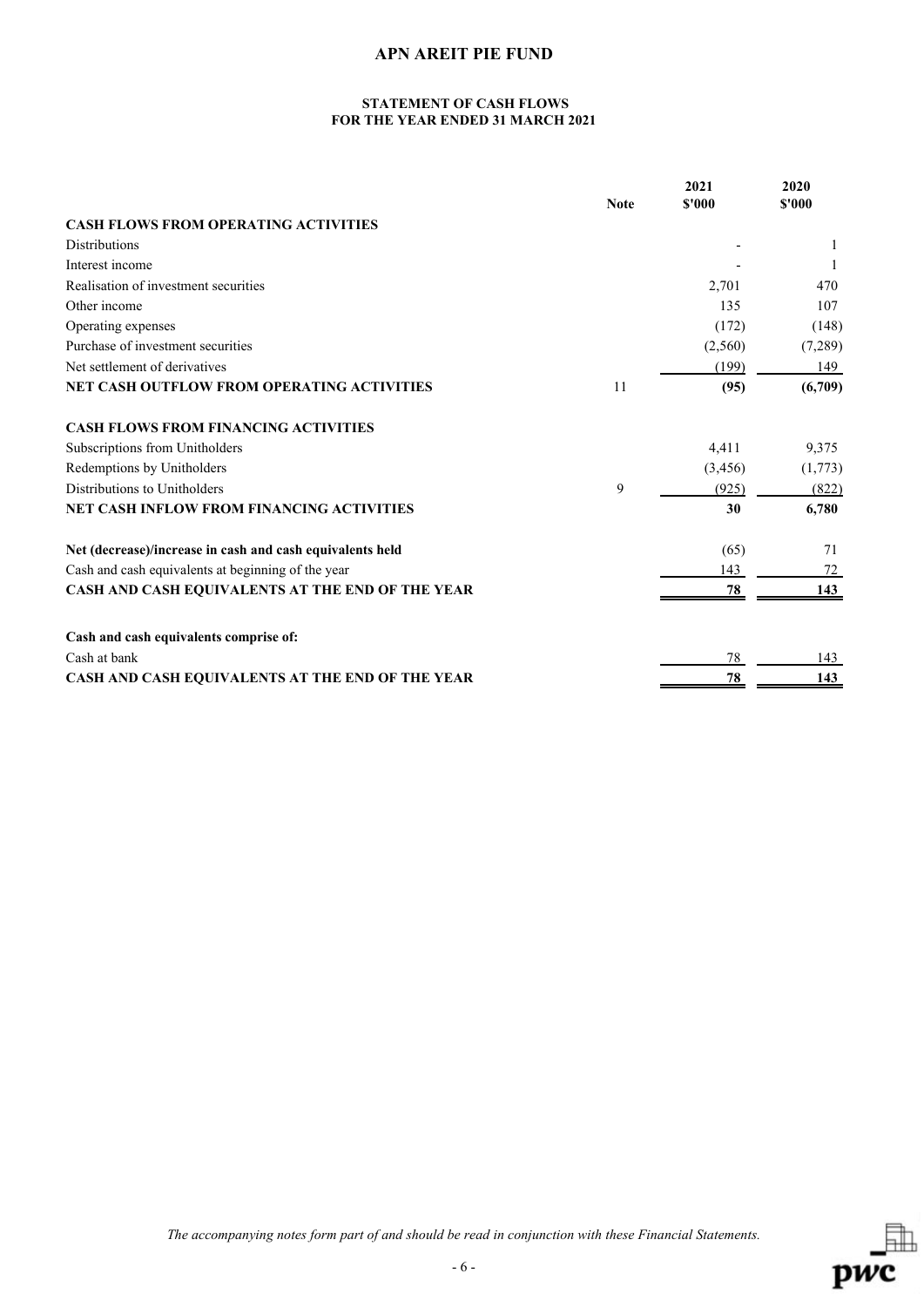# APN AREIT PIE FUND

## STATEMENT OF CASH FLOWS
## FOR THE YEAR ENDED 31 MARCH 2021

| | Note | 2021 $'000 | 2020 $'000 |
|---|---|---|---|
| **CASH FLOWS FROM OPERATING ACTIVITIES** | | | |
| Distributions | | - | 1 |
| Interest income | | - | 1 |
| Realisation of investment securities | | 2,701 | 470 |
| Other income | | 135 | 107 |
| Operating expenses | | (172) | (148) |
| Purchase of investment securities | | (2,560) | (7,289) |
| Net settlement of derivatives | | (199) | 149 |
| **NET CASH OUTFLOW FROM OPERATING ACTIVITIES** | 11 | **(95)** | **(6,709)** |
| **CASH FLOWS FROM FINANCING ACTIVITIES** | | | |
| Subscriptions from Unitholders | | 4,411 | 9,375 |
| Redemptions by Unitholders | | (3,456) | (1,773) |
| Distributions to Unitholders | 9 | (925) | (822) |
| **NET CASH INFLOW FROM FINANCING ACTIVITIES** | | **30** | **6,780** |
| **Net (decrease)/increase in cash and cash equivalents held** | | (65) | 71 |
| Cash and cash equivalents at beginning of the year | | 143 | 72 |
| **CASH AND CASH EQUIVALENTS AT THE END OF THE YEAR** | | **78** | **143** |
| **Cash and cash equivalents comprise of:** | | | |
| Cash at bank | | 78 | 143 |
| **CASH AND CASH EQUIVALENTS AT THE END OF THE YEAR** | | **78** | **143** |

*The accompanying notes form part of and should be read in conjunction with these Financial Statements.*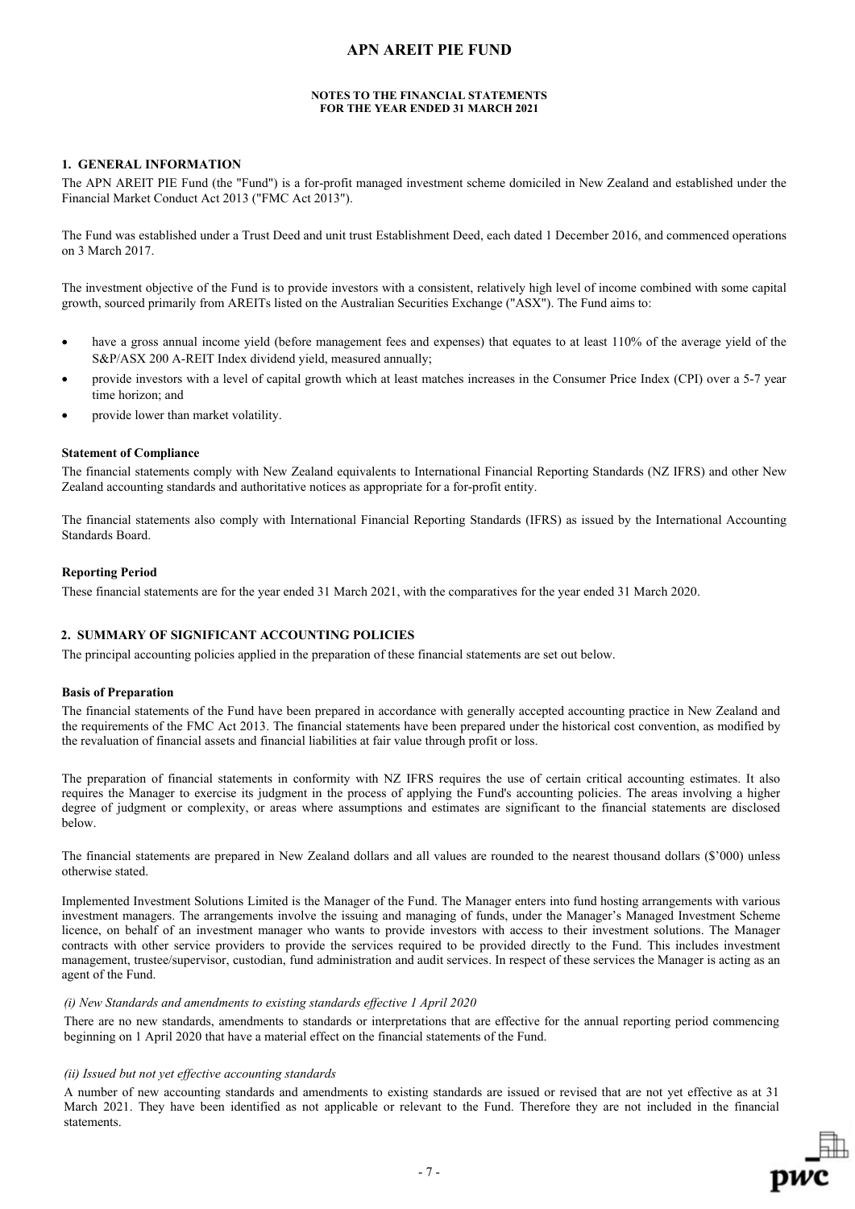# APN AREIT PIE FUND

**NOTES TO THE FINANCIAL STATEMENTS**
**FOR THE YEAR ENDED 31 MARCH 2021**

## 1. GENERAL INFORMATION

The APN AREIT PIE Fund (the "Fund") is a for-profit managed investment scheme domiciled in New Zealand and established under the Financial Market Conduct Act 2013 ("FMC Act 2013").

The Fund was established under a Trust Deed and unit trust Establishment Deed, each dated 1 December 2016, and commenced operations on 3 March 2017.

The investment objective of the Fund is to provide investors with a consistent, relatively high level of income combined with some capital growth, sourced primarily from AREITs listed on the Australian Securities Exchange ("ASX"). The Fund aims to:

- have a gross annual income yield (before management fees and expenses) that equates to at least 110% of the average yield of the S&P/ASX 200 A-REIT Index dividend yield, measured annually;
- provide investors with a level of capital growth which at least matches increases in the Consumer Price Index (CPI) over a 5-7 year time horizon; and
- provide lower than market volatility.

### Statement of Compliance

The financial statements comply with New Zealand equivalents to International Financial Reporting Standards (NZ IFRS) and other New Zealand accounting standards and authoritative notices as appropriate for a for-profit entity.

The financial statements also comply with International Financial Reporting Standards (IFRS) as issued by the International Accounting Standards Board.

### Reporting Period

These financial statements are for the year ended 31 March 2021, with the comparatives for the year ended 31 March 2020.

## 2. SUMMARY OF SIGNIFICANT ACCOUNTING POLICIES

The principal accounting policies applied in the preparation of these financial statements are set out below.

### Basis of Preparation

The financial statements of the Fund have been prepared in accordance with generally accepted accounting practice in New Zealand and the requirements of the FMC Act 2013. The financial statements have been prepared under the historical cost convention, as modified by the revaluation of financial assets and financial liabilities at fair value through profit or loss.

The preparation of financial statements in conformity with NZ IFRS requires the use of certain critical accounting estimates. It also requires the Manager to exercise its judgment in the process of applying the Fund's accounting policies. The areas involving a higher degree of judgment or complexity, or areas where assumptions and estimates are significant to the financial statements are disclosed below.

The financial statements are prepared in New Zealand dollars and all values are rounded to the nearest thousand dollars ($'000) unless otherwise stated.

Implemented Investment Solutions Limited is the Manager of the Fund. The Manager enters into fund hosting arrangements with various investment managers. The arrangements involve the issuing and managing of funds, under the Manager's Managed Investment Scheme licence, on behalf of an investment manager who wants to provide investors with access to their investment solutions. The Manager contracts with other service providers to provide the services required to be provided directly to the Fund. This includes investment management, trustee/supervisor, custodian, fund administration and audit services. In respect of these services the Manager is acting as an agent of the Fund.

*(i) New Standards and amendments to existing standards effective 1 April 2020*

There are no new standards, amendments to standards or interpretations that are effective for the annual reporting period commencing beginning on 1 April 2020 that have a material effect on the financial statements of the Fund.

*(ii) Issued but not yet effective accounting standards*

A number of new accounting standards and amendments to existing standards are issued or revised that are not yet effective as at 31 March 2021. They have been identified as not applicable or relevant to the Fund. Therefore they are not included in the financial statements.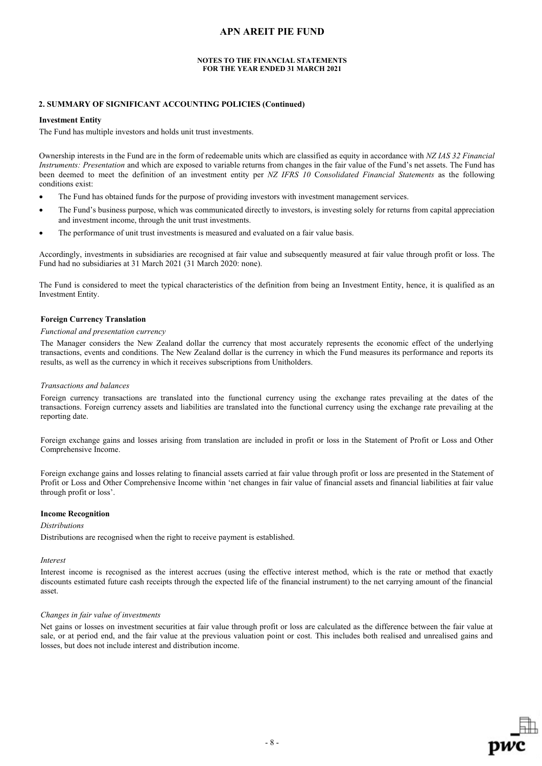# APN AREIT PIE FUND

**NOTES TO THE FINANCIAL STATEMENTS**
**FOR THE YEAR ENDED 31 MARCH 2021**

## 2. SUMMARY OF SIGNIFICANT ACCOUNTING POLICIES (Continued)

### Investment Entity

The Fund has multiple investors and holds unit trust investments.

Ownership interests in the Fund are in the form of redeemable units which are classified as equity in accordance with *NZ IAS 32 Financial Instruments: Presentation* and which are exposed to variable returns from changes in the fair value of the Fund's net assets. The Fund has been deemed to meet the definition of an investment entity per *NZ IFRS 10 Consolidated Financial Statements* as the following conditions exist:

- The Fund has obtained funds for the purpose of providing investors with investment management services.
- The Fund's business purpose, which was communicated directly to investors, is investing solely for returns from capital appreciation and investment income, through the unit trust investments.
- The performance of unit trust investments is measured and evaluated on a fair value basis.

Accordingly, investments in subsidiaries are recognised at fair value and subsequently measured at fair value through profit or loss. The Fund had no subsidiaries at 31 March 2021 (31 March 2020: none).

The Fund is considered to meet the typical characteristics of the definition from being an Investment Entity, hence, it is qualified as an Investment Entity.

### Foreign Currency Translation

*Functional and presentation currency*

The Manager considers the New Zealand dollar the currency that most accurately represents the economic effect of the underlying transactions, events and conditions. The New Zealand dollar is the currency in which the Fund measures its performance and reports its results, as well as the currency in which it receives subscriptions from Unitholders.

*Transactions and balances*

Foreign currency transactions are translated into the functional currency using the exchange rates prevailing at the dates of the transactions. Foreign currency assets and liabilities are translated into the functional currency using the exchange rate prevailing at the reporting date.

Foreign exchange gains and losses arising from translation are included in profit or loss in the Statement of Profit or Loss and Other Comprehensive Income.

Foreign exchange gains and losses relating to financial assets carried at fair value through profit or loss are presented in the Statement of Profit or Loss and Other Comprehensive Income within 'net changes in fair value of financial assets and financial liabilities at fair value through profit or loss'.

### Income Recognition

*Distributions*

Distributions are recognised when the right to receive payment is established.

*Interest*

Interest income is recognised as the interest accrues (using the effective interest method, which is the rate or method that exactly discounts estimated future cash receipts through the expected life of the financial instrument) to the net carrying amount of the financial asset.

*Changes in fair value of investments*

Net gains or losses on investment securities at fair value through profit or loss are calculated as the difference between the fair value at sale, or at period end, and the fair value at the previous valuation point or cost. This includes both realised and unrealised gains and losses, but does not include interest and distribution income.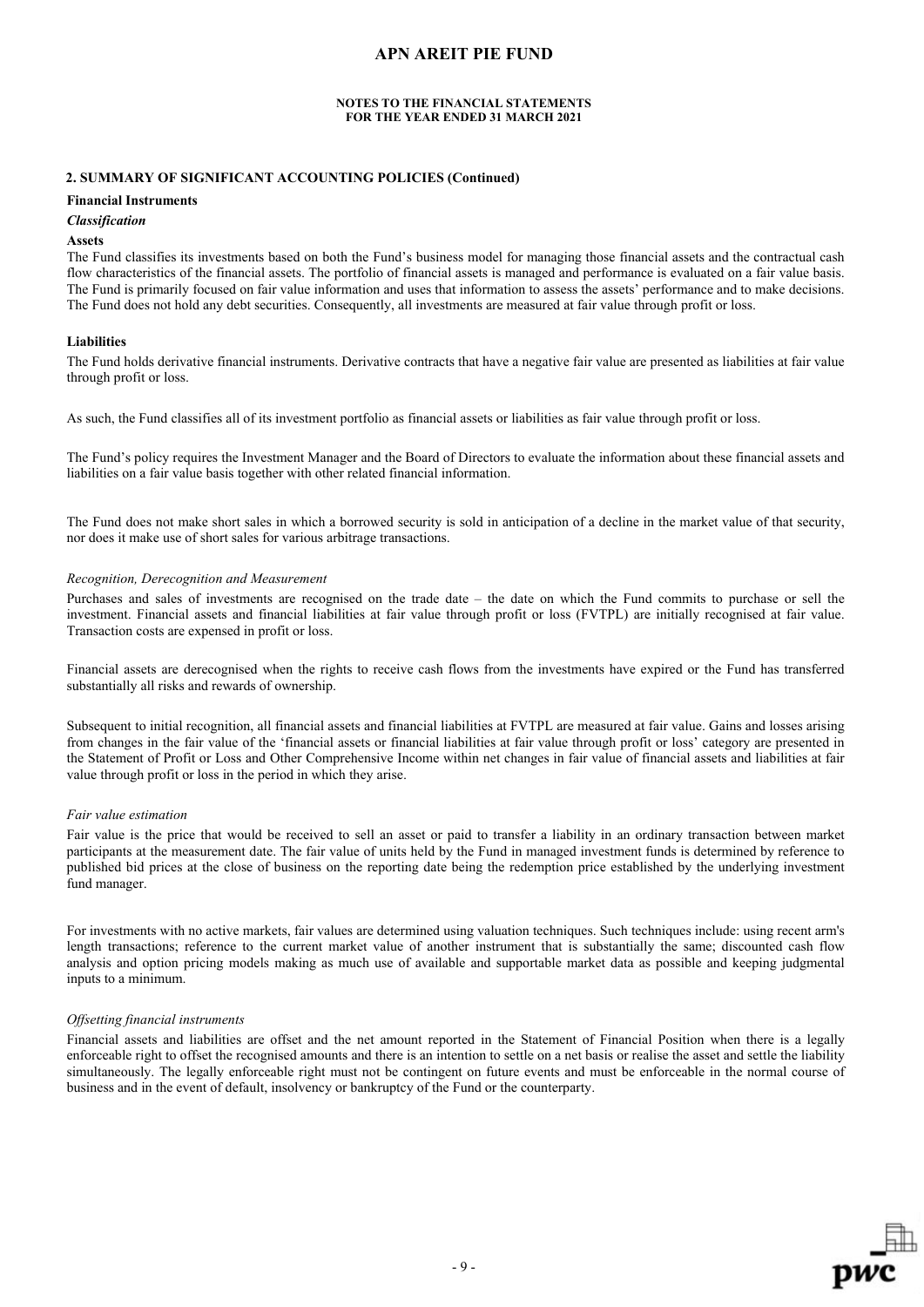## 2. SUMMARY OF SIGNIFICANT ACCOUNTING POLICIES (Continued)

**Financial Instruments**

***Classification***

**Assets**

The Fund classifies its investments based on both the Fund's business model for managing those financial assets and the contractual cash flow characteristics of the financial assets. The portfolio of financial assets is managed and performance is evaluated on a fair value basis. The Fund is primarily focused on fair value information and uses that information to assess the assets' performance and to make decisions. The Fund does not hold any debt securities. Consequently, all investments are measured at fair value through profit or loss.

**Liabilities**

The Fund holds derivative financial instruments. Derivative contracts that have a negative fair value are presented as liabilities at fair value through profit or loss.

As such, the Fund classifies all of its investment portfolio as financial assets or liabilities as fair value through profit or loss.

The Fund's policy requires the Investment Manager and the Board of Directors to evaluate the information about these financial assets and liabilities on a fair value basis together with other related financial information.

The Fund does not make short sales in which a borrowed security is sold in anticipation of a decline in the market value of that security, nor does it make use of short sales for various arbitrage transactions.

*Recognition, Derecognition and Measurement*

Purchases and sales of investments are recognised on the trade date – the date on which the Fund commits to purchase or sell the investment. Financial assets and financial liabilities at fair value through profit or loss (FVTPL) are initially recognised at fair value. Transaction costs are expensed in profit or loss.

Financial assets are derecognised when the rights to receive cash flows from the investments have expired or the Fund has transferred substantially all risks and rewards of ownership.

Subsequent to initial recognition, all financial assets and financial liabilities at FVTPL are measured at fair value. Gains and losses arising from changes in the fair value of the 'financial assets or financial liabilities at fair value through profit or loss' category are presented in the Statement of Profit or Loss and Other Comprehensive Income within net changes in fair value of financial assets and liabilities at fair value through profit or loss in the period in which they arise.

*Fair value estimation*

Fair value is the price that would be received to sell an asset or paid to transfer a liability in an ordinary transaction between market participants at the measurement date. The fair value of units held by the Fund in managed investment funds is determined by reference to published bid prices at the close of business on the reporting date being the redemption price established by the underlying investment fund manager.

For investments with no active markets, fair values are determined using valuation techniques. Such techniques include: using recent arm's length transactions; reference to the current market value of another instrument that is substantially the same; discounted cash flow analysis and option pricing models making as much use of available and supportable market data as possible and keeping judgmental inputs to a minimum.

*Offsetting financial instruments*

Financial assets and liabilities are offset and the net amount reported in the Statement of Financial Position when there is a legally enforceable right to offset the recognised amounts and there is an intention to settle on a net basis or realise the asset and settle the liability simultaneously. The legally enforceable right must not be contingent on future events and must be enforceable in the normal course of business and in the event of default, insolvency or bankruptcy of the Fund or the counterparty.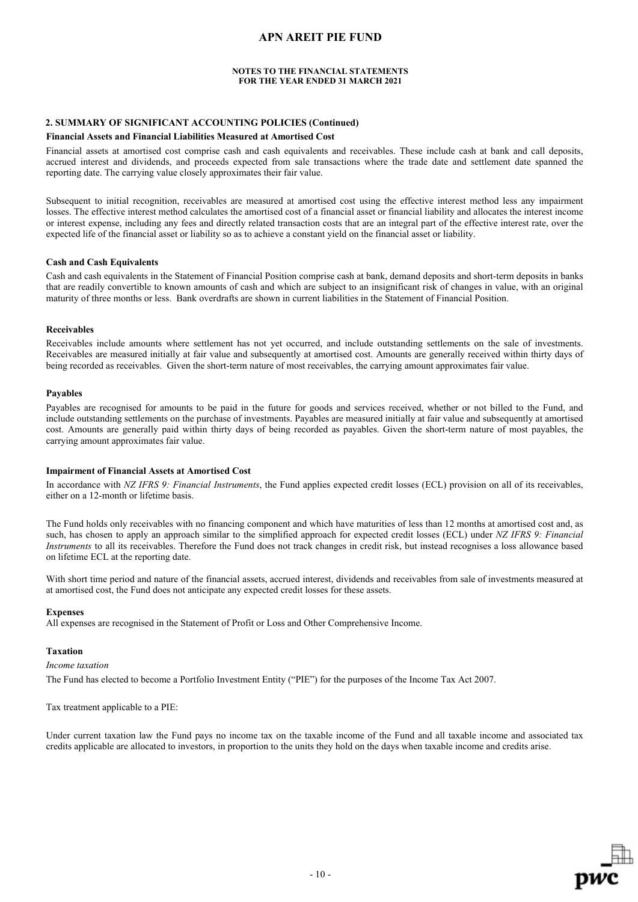## 2. SUMMARY OF SIGNIFICANT ACCOUNTING POLICIES (Continued)

### Financial Assets and Financial Liabilities Measured at Amortised Cost

Financial assets at amortised cost comprise cash and cash equivalents and receivables. These include cash at bank and call deposits, accrued interest and dividends, and proceeds expected from sale transactions where the trade date and settlement date spanned the reporting date. The carrying value closely approximates their fair value.

Subsequent to initial recognition, receivables are measured at amortised cost using the effective interest method less any impairment losses. The effective interest method calculates the amortised cost of a financial asset or financial liability and allocates the interest income or interest expense, including any fees and directly related transaction costs that are an integral part of the effective interest rate, over the expected life of the financial asset or liability so as to achieve a constant yield on the financial asset or liability.

### Cash and Cash Equivalents

Cash and cash equivalents in the Statement of Financial Position comprise cash at bank, demand deposits and short-term deposits in banks that are readily convertible to known amounts of cash and which are subject to an insignificant risk of changes in value, with an original maturity of three months or less. Bank overdrafts are shown in current liabilities in the Statement of Financial Position.

### Receivables

Receivables include amounts where settlement has not yet occurred, and include outstanding settlements on the sale of investments. Receivables are measured initially at fair value and subsequently at amortised cost. Amounts are generally received within thirty days of being recorded as receivables. Given the short-term nature of most receivables, the carrying amount approximates fair value.

### Payables

Payables are recognised for amounts to be paid in the future for goods and services received, whether or not billed to the Fund, and include outstanding settlements on the purchase of investments. Payables are measured initially at fair value and subsequently at amortised cost. Amounts are generally paid within thirty days of being recorded as payables. Given the short-term nature of most payables, the carrying amount approximates fair value.

### Impairment of Financial Assets at Amortised Cost

In accordance with *NZ IFRS 9: Financial Instruments*, the Fund applies expected credit losses (ECL) provision on all of its receivables, either on a 12-month or lifetime basis.

The Fund holds only receivables with no financing component and which have maturities of less than 12 months at amortised cost and, as such, has chosen to apply an approach similar to the simplified approach for expected credit losses (ECL) under *NZ IFRS 9: Financial Instruments* to all its receivables. Therefore the Fund does not track changes in credit risk, but instead recognises a loss allowance based on lifetime ECL at the reporting date.

With short time period and nature of the financial assets, accrued interest, dividends and receivables from sale of investments measured at at amortised cost, the Fund does not anticipate any expected credit losses for these assets.

### Expenses

All expenses are recognised in the Statement of Profit or Loss and Other Comprehensive Income.

### Taxation

*Income taxation*

The Fund has elected to become a Portfolio Investment Entity ("PIE") for the purposes of the Income Tax Act 2007.

Tax treatment applicable to a PIE:

Under current taxation law the Fund pays no income tax on the taxable income of the Fund and all taxable income and associated tax credits applicable are allocated to investors, in proportion to the units they hold on the days when taxable income and credits arise.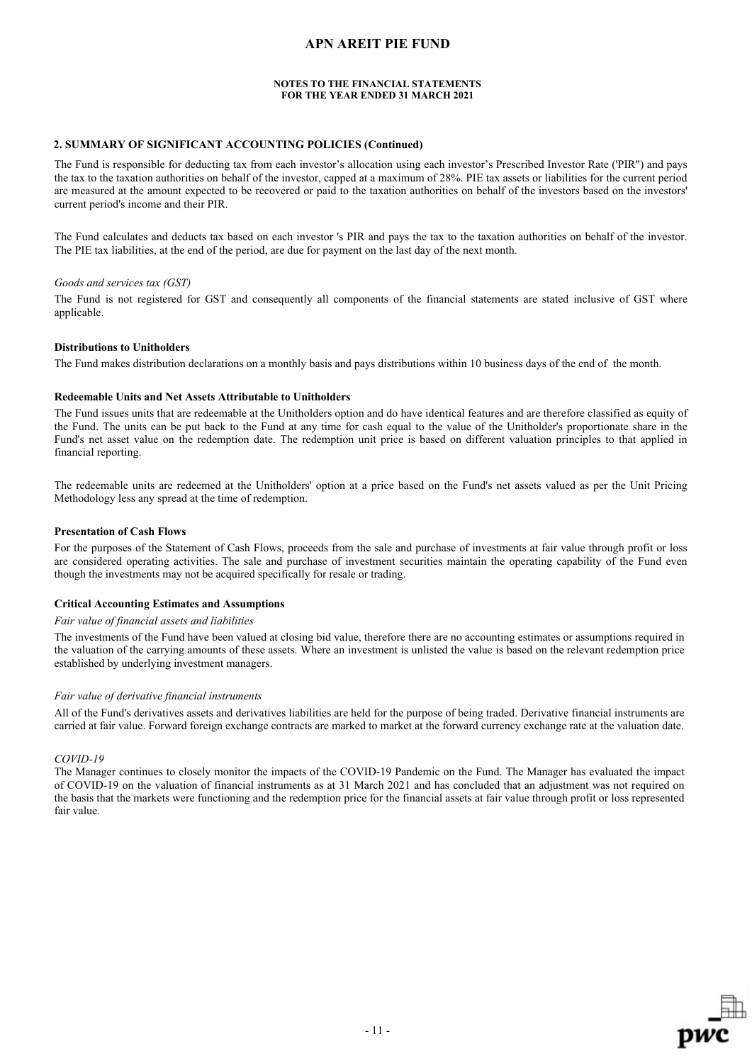#### NOTES TO THE FINANCIAL STATEMENTS
#### FOR THE YEAR ENDED 31 MARCH 2021

### 2. SUMMARY OF SIGNIFICANT ACCOUNTING POLICIES (Continued)

The Fund is responsible for deducting tax from each investor's allocation using each investor's Prescribed Investor Rate ('PIR") and pays the tax to the taxation authorities on behalf of the investor, capped at a maximum of 28%. PIE tax assets or liabilities for the current period are measured at the amount expected to be recovered or paid to the taxation authorities on behalf of the investors based on the investors' current period's income and their PIR.

The Fund calculates and deducts tax based on each investor 's PIR and pays the tax to the taxation authorities on behalf of the investor. The PIE tax liabilities, at the end of the period, are due for payment on the last day of the next month.

*Goods and services tax (GST)*

The Fund is not registered for GST and consequently all components of the financial statements are stated inclusive of GST where applicable.

**Distributions to Unitholders**

The Fund makes distribution declarations on a monthly basis and pays distributions within 10 business days of the end of the month.

**Redeemable Units and Net Assets Attributable to Unitholders**

The Fund issues units that are redeemable at the Unitholders option and do have identical features and are therefore classified as equity of the Fund. The units can be put back to the Fund at any time for cash equal to the value of the Unitholder's proportionate share in the Fund's net asset value on the redemption date. The redemption unit price is based on different valuation principles to that applied in financial reporting.

The redeemable units are redeemed at the Unitholders' option at a price based on the Fund's net assets valued as per the Unit Pricing Methodology less any spread at the time of redemption.

**Presentation of Cash Flows**

For the purposes of the Statement of Cash Flows, proceeds from the sale and purchase of investments at fair value through profit or loss are considered operating activities. The sale and purchase of investment securities maintain the operating capability of the Fund even though the investments may not be acquired specifically for resale or trading.

**Critical Accounting Estimates and Assumptions**

*Fair value of financial assets and liabilities*

The investments of the Fund have been valued at closing bid value, therefore there are no accounting estimates or assumptions required in the valuation of the carrying amounts of these assets. Where an investment is unlisted the value is based on the relevant redemption price established by underlying investment managers.

*Fair value of derivative financial instruments*

All of the Fund's derivatives assets and derivatives liabilities are held for the purpose of being traded. Derivative financial instruments are carried at fair value. Forward foreign exchange contracts are marked to market at the forward currency exchange rate at the valuation date.

*COVID-19*

The Manager continues to closely monitor the impacts of the COVID-19 Pandemic on the Fund. The Manager has evaluated the impact of COVID-19 on the valuation of financial instruments as at 31 March 2021 and has concluded that an adjustment was not required on the basis that the markets were functioning and the redemption price for the financial assets at fair value through profit or loss represented fair value.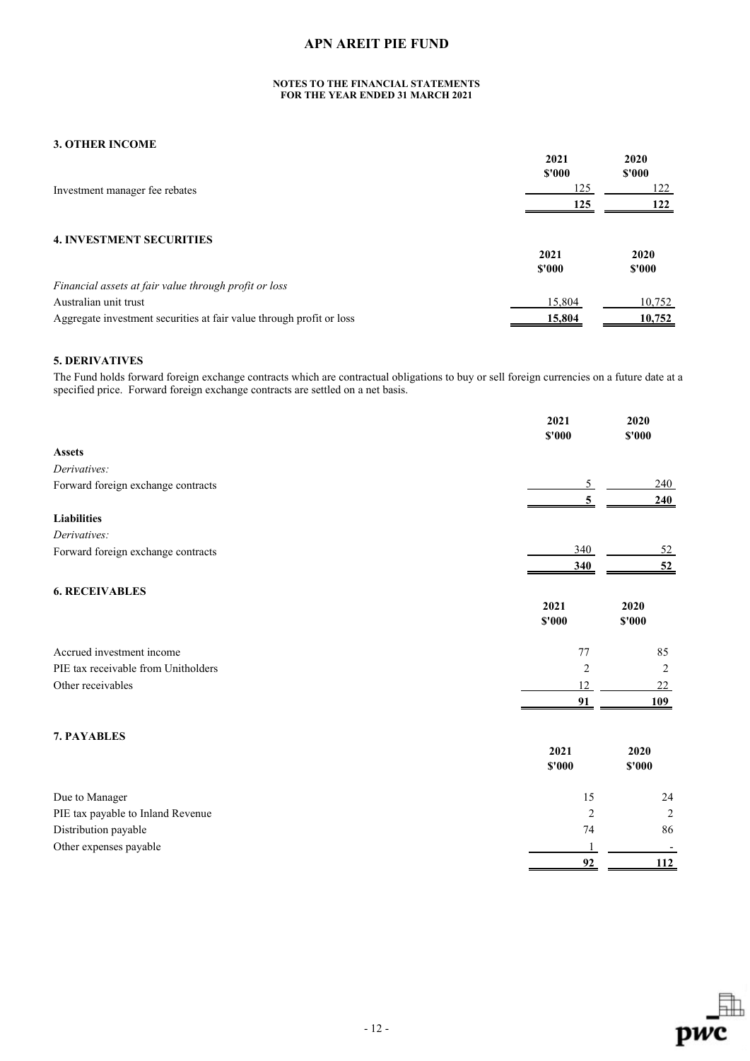# APN AREIT PIE FUND

#### NOTES TO THE FINANCIAL STATEMENTS
#### FOR THE YEAR ENDED 31 MARCH 2021

## 3. OTHER INCOME

| | 2021<br>$'000 | 2020<br>$'000 |
|---|---|---|
| Investment manager fee rebates | 125 | 122 |
| | **125** | **122** |

## 4. INVESTMENT SECURITIES

| | 2021<br>$'000 | 2020<br>$'000 |
|---|---|---|
| *Financial assets at fair value through profit or loss* | | |
| Australian unit trust | 15,804 | 10,752 |
| Aggregate investment securities at fair value through profit or loss | **15,804** | **10,752** |

## 5. DERIVATIVES

The Fund holds forward foreign exchange contracts which are contractual obligations to buy or sell foreign currencies on a future date at a specified price. Forward foreign exchange contracts are settled on a net basis.

| | 2021<br>$'000 | 2020<br>$'000 |
|---|---|---|
| **Assets** | | |
| *Derivatives:* | | |
| Forward foreign exchange contracts | 5 | 240 |
| | **5** | **240** |
| **Liabilities** | | |
| *Derivatives:* | | |
| Forward foreign exchange contracts | 340 | 52 |
| | **340** | **52** |

## 6. RECEIVABLES

| | 2021<br>$'000 | 2020<br>$'000 |
|---|---|---|
| Accrued investment income | 77 | 85 |
| PIE tax receivable from Unitholders | 2 | 2 |
| Other receivables | 12 | 22 |
| | **91** | **109** |

## 7. PAYABLES

| | 2021<br>$'000 | 2020<br>$'000 |
|---|---|---|
| Due to Manager | 15 | 24 |
| PIE tax payable to Inland Revenue | 2 | 2 |
| Distribution payable | 74 | 86 |
| Other expenses payable | 1 | - |
| | **92** | **112** |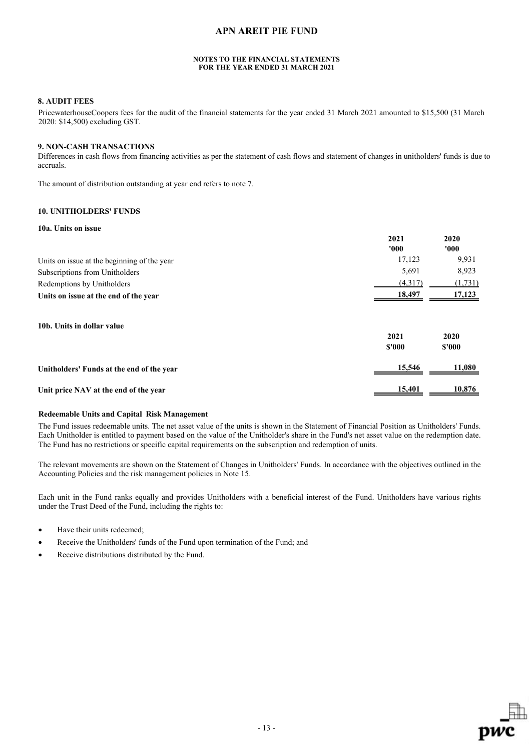# APN AREIT PIE FUND

**NOTES TO THE FINANCIAL STATEMENTS**
**FOR THE YEAR ENDED 31 MARCH 2021**

## 8. AUDIT FEES

PricewaterhouseCoopers fees for the audit of the financial statements for the year ended 31 March 2021 amounted to $15,500 (31 March 2020: $14,500) excluding GST.

## 9. NON-CASH TRANSACTIONS

Differences in cash flows from financing activities as per the statement of cash flows and statement of changes in unitholders' funds is due to accruals.

The amount of distribution outstanding at year end refers to note 7.

## 10. UNITHOLDERS' FUNDS

### 10a. Units on issue

| | 2021<br>'000 | 2020<br>'000 |
|---|---|---|
| Units on issue at the beginning of the year | 17,123 | 9,931 |
| Subscriptions from Unitholders | 5,691 | 8,923 |
| Redemptions by Unitholders | (4,317) | (1,731) |
| **Units on issue at the end of the year** | **18,497** | **17,123** |

### 10b. Units in dollar value

| | 2021<br>$'000 | 2020<br>$'000 |
|---|---|---|
| **Unitholders' Funds at the end of the year** | **15,546** | **11,080** |
| **Unit price NAV at the end of the year** | **15,401** | **10,876** |

**Redeemable Units and Capital Risk Management**

The Fund issues redeemable units. The net asset value of the units is shown in the Statement of Financial Position as Unitholders' Funds. Each Unitholder is entitled to payment based on the value of the Unitholder's share in the Fund's net asset value on the redemption date. The Fund has no restrictions or specific capital requirements on the subscription and redemption of units.

The relevant movements are shown on the Statement of Changes in Unitholders' Funds. In accordance with the objectives outlined in the Accounting Policies and the risk management policies in Note 15.

Each unit in the Fund ranks equally and provides Unitholders with a beneficial interest of the Fund. Unitholders have various rights under the Trust Deed of the Fund, including the rights to:

- Have their units redeemed;
- Receive the Unitholders' funds of the Fund upon termination of the Fund; and
- Receive distributions distributed by the Fund.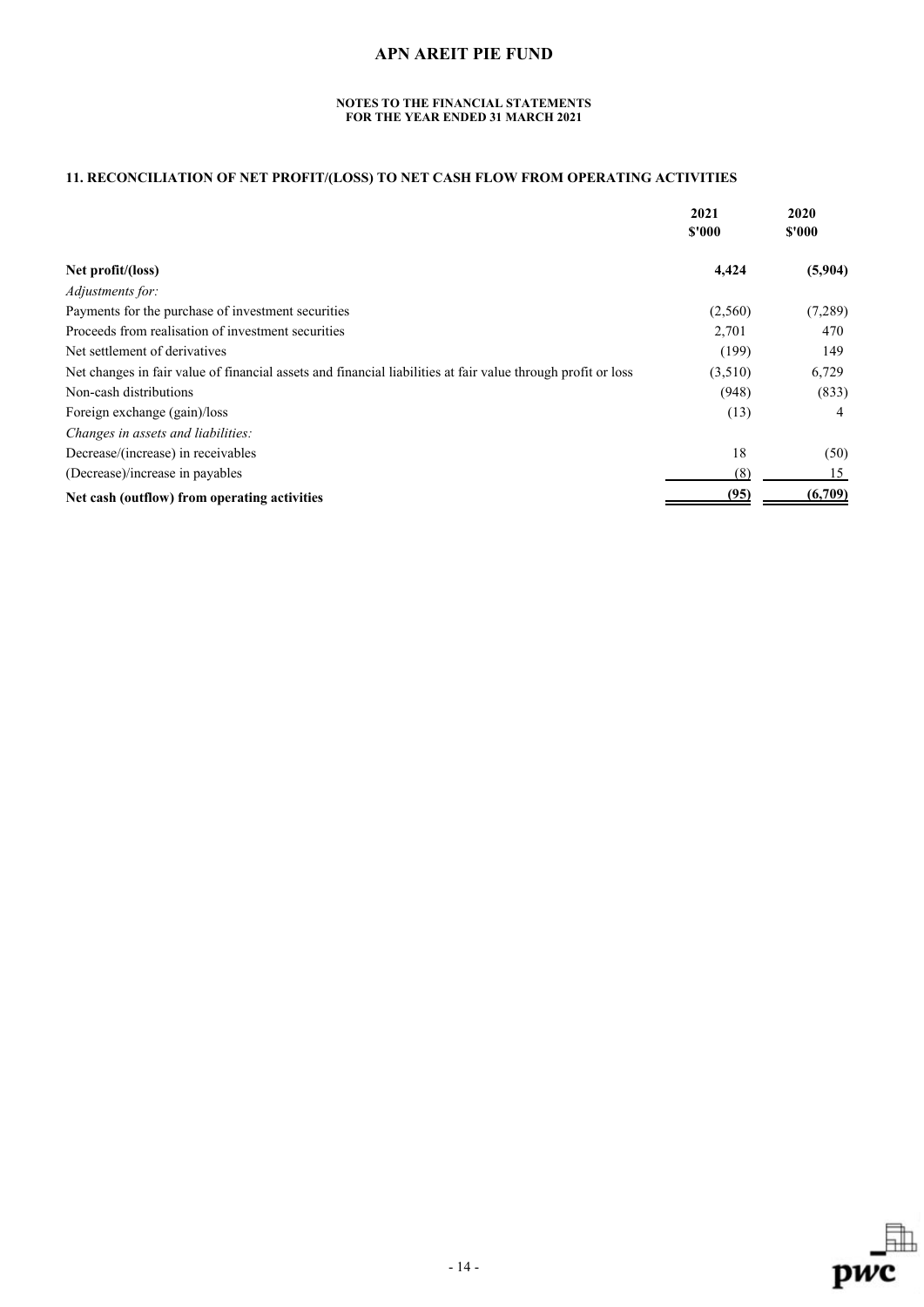# APN AREIT PIE FUND

**NOTES TO THE FINANCIAL STATEMENTS**
**FOR THE YEAR ENDED 31 MARCH 2021**

## 11. RECONCILIATION OF NET PROFIT/(LOSS) TO NET CASH FLOW FROM OPERATING ACTIVITIES

| | 2021 $'000 | 2020 $'000 |
|---|---|---|
| **Net profit/(loss)** | **4,424** | **(5,904)** |
| *Adjustments for:* | | |
| Payments for the purchase of investment securities | (2,560) | (7,289) |
| Proceeds from realisation of investment securities | 2,701 | 470 |
| Net settlement of derivatives | (199) | 149 |
| Net changes in fair value of financial assets and financial liabilities at fair value through profit or loss | (3,510) | 6,729 |
| Non-cash distributions | (948) | (833) |
| Foreign exchange (gain)/loss | (13) | 4 |
| *Changes in assets and liabilities:* | | |
| Decrease/(increase) in receivables | 18 | (50) |
| (Decrease)/increase in payables | (8) | 15 |
| **Net cash (outflow) from operating activities** | **(95)** | **(6,709)** |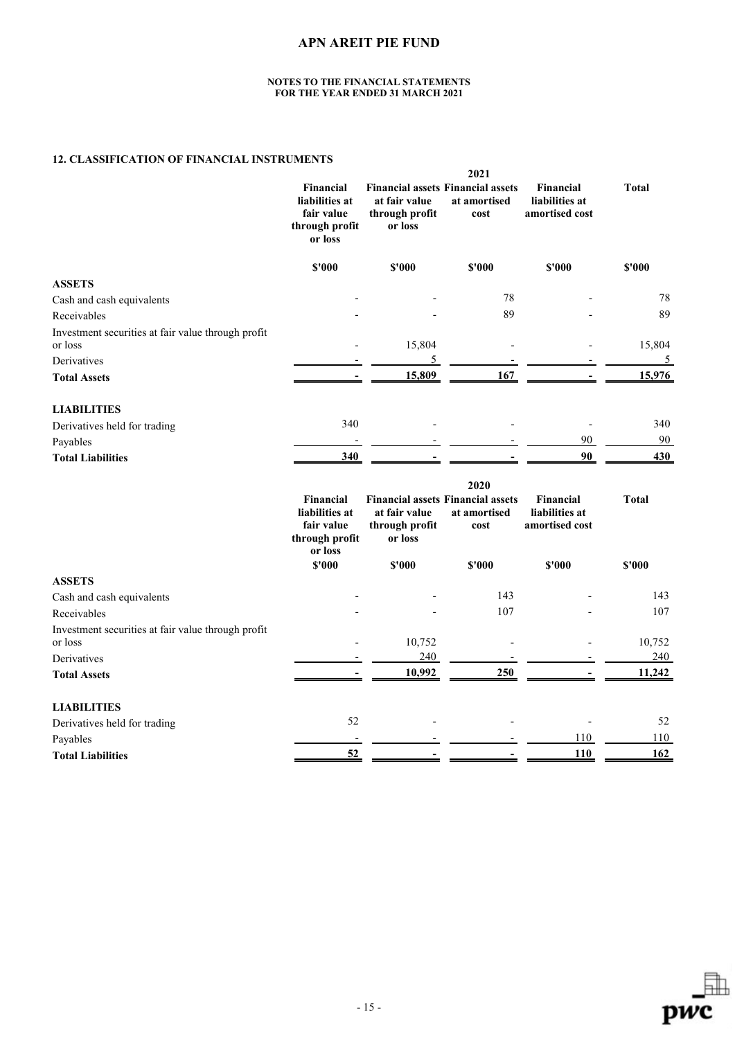# APN AREIT PIE FUND

**NOTES TO THE FINANCIAL STATEMENTS**
**FOR THE YEAR ENDED 31 MARCH 2021**

## 12. CLASSIFICATION OF FINANCIAL INSTRUMENTS

| | 2021 | | | | |
|---|---|---|---|---|---|
| | **Financial liabilities at fair value through profit or loss** | **Financial assets at fair value through profit or loss** | **Financial assets at amortised cost** | **Financial liabilities at amortised cost** | **Total** |
| | **$'000** | **$'000** | **$'000** | **$'000** | **$'000** |
| **ASSETS** | | | | | |
| Cash and cash equivalents | - | - | 78 | - | 78 |
| Receivables | - | - | 89 | - | 89 |
| Investment securities at fair value through profit or loss | - | 15,804 | - | - | 15,804 |
| Derivatives | - | 5 | - | - | 5 |
| **Total Assets** | **-** | **15,809** | **167** | **-** | **15,976** |
| **LIABILITIES** | | | | | |
| Derivatives held for trading | 340 | - | - | - | 340 |
| Payables | - | - | - | 90 | 90 |
| **Total Liabilities** | **340** | **-** | **-** | **90** | **430** |

| | 2020 | | | | |
|---|---|---|---|---|---|
| | **Financial liabilities at fair value through profit or loss** | **Financial assets at fair value through profit or loss** | **Financial assets at amortised cost** | **Financial liabilities at amortised cost** | **Total** |
| | **$'000** | **$'000** | **$'000** | **$'000** | **$'000** |
| **ASSETS** | | | | | |
| Cash and cash equivalents | - | - | 143 | - | 143 |
| Receivables | - | - | 107 | - | 107 |
| Investment securities at fair value through profit or loss | - | 10,752 | - | - | 10,752 |
| Derivatives | - | 240 | - | - | 240 |
| **Total Assets** | **-** | **10,992** | **250** | **-** | **11,242** |
| **LIABILITIES** | | | | | |
| Derivatives held for trading | 52 | - | - | - | 52 |
| Payables | - | - | - | 110 | 110 |
| **Total Liabilities** | **52** | **-** | **-** | **110** | **162** |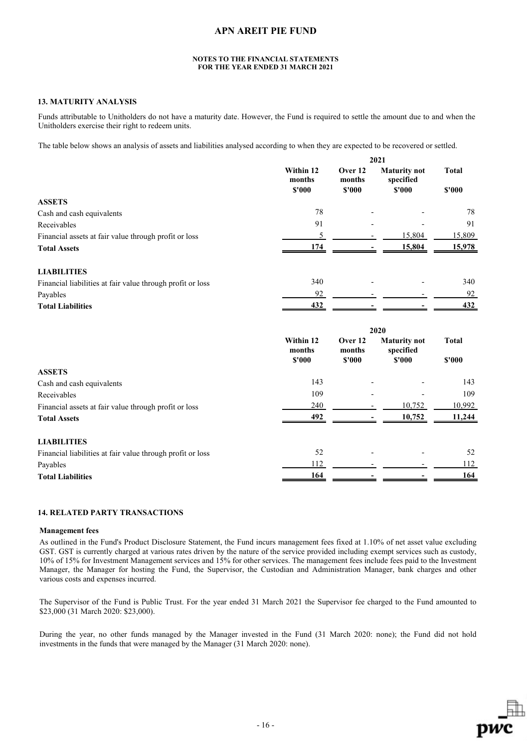# APN AREIT PIE FUND

**NOTES TO THE FINANCIAL STATEMENTS**
**FOR THE YEAR ENDED 31 MARCH 2021**

### 13. MATURITY ANALYSIS

Funds attributable to Unitholders do not have a maturity date. However, the Fund is required to settle the amount due to and when the Unitholders exercise their right to redeem units.

The table below shows an analysis of assets and liabilities analysed according to when they are expected to be recovered or settled.

| | 2021 | | | |
|---|---|---|---|---|
| | Within 12 months | Over 12 months | Maturity not specified | Total |
| | $'000 | $'000 | $'000 | $'000 |
| **ASSETS** | | | | |
| Cash and cash equivalents | 78 | - | - | 78 |
| Receivables | 91 | - | - | 91 |
| Financial assets at fair value through profit or loss | 5 | - | 15,804 | 15,809 |
| **Total Assets** | **174** | **-** | **15,804** | **15,978** |
| **LIABILITIES** | | | | |
| Financial liabilities at fair value through profit or loss | 340 | - | - | 340 |
| Payables | 92 | - | - | 92 |
| **Total Liabilities** | **432** | **-** | **-** | **432** |

| | 2020 | | | |
|---|---|---|---|---|
| | Within 12 months | Over 12 months | Maturity not specified | Total |
| | $'000 | $'000 | $'000 | $'000 |
| **ASSETS** | | | | |
| Cash and cash equivalents | 143 | - | - | 143 |
| Receivables | 109 | - | - | 109 |
| Financial assets at fair value through profit or loss | 240 | - | 10,752 | 10,992 |
| **Total Assets** | **492** | **-** | **10,752** | **11,244** |
| **LIABILITIES** | | | | |
| Financial liabilities at fair value through profit or loss | 52 | - | - | 52 |
| Payables | 112 | - | - | 112 |
| **Total Liabilities** | **164** | **-** | **-** | **164** |

### 14. RELATED PARTY TRANSACTIONS

**Management fees**

As outlined in the Fund's Product Disclosure Statement, the Fund incurs management fees fixed at 1.10% of net asset value excluding GST. GST is currently charged at various rates driven by the nature of the service provided including exempt services such as custody, 10% of 15% for Investment Management services and 15% for other services. The management fees include fees paid to the Investment Manager, the Manager for hosting the Fund, the Supervisor, the Custodian and Administration Manager, bank charges and other various costs and expenses incurred.

The Supervisor of the Fund is Public Trust. For the year ended 31 March 2021 the Supervisor fee charged to the Fund amounted to $23,000 (31 March 2020: $23,000).

During the year, no other funds managed by the Manager invested in the Fund (31 March 2020: none); the Fund did not hold investments in the funds that were managed by the Manager (31 March 2020: none).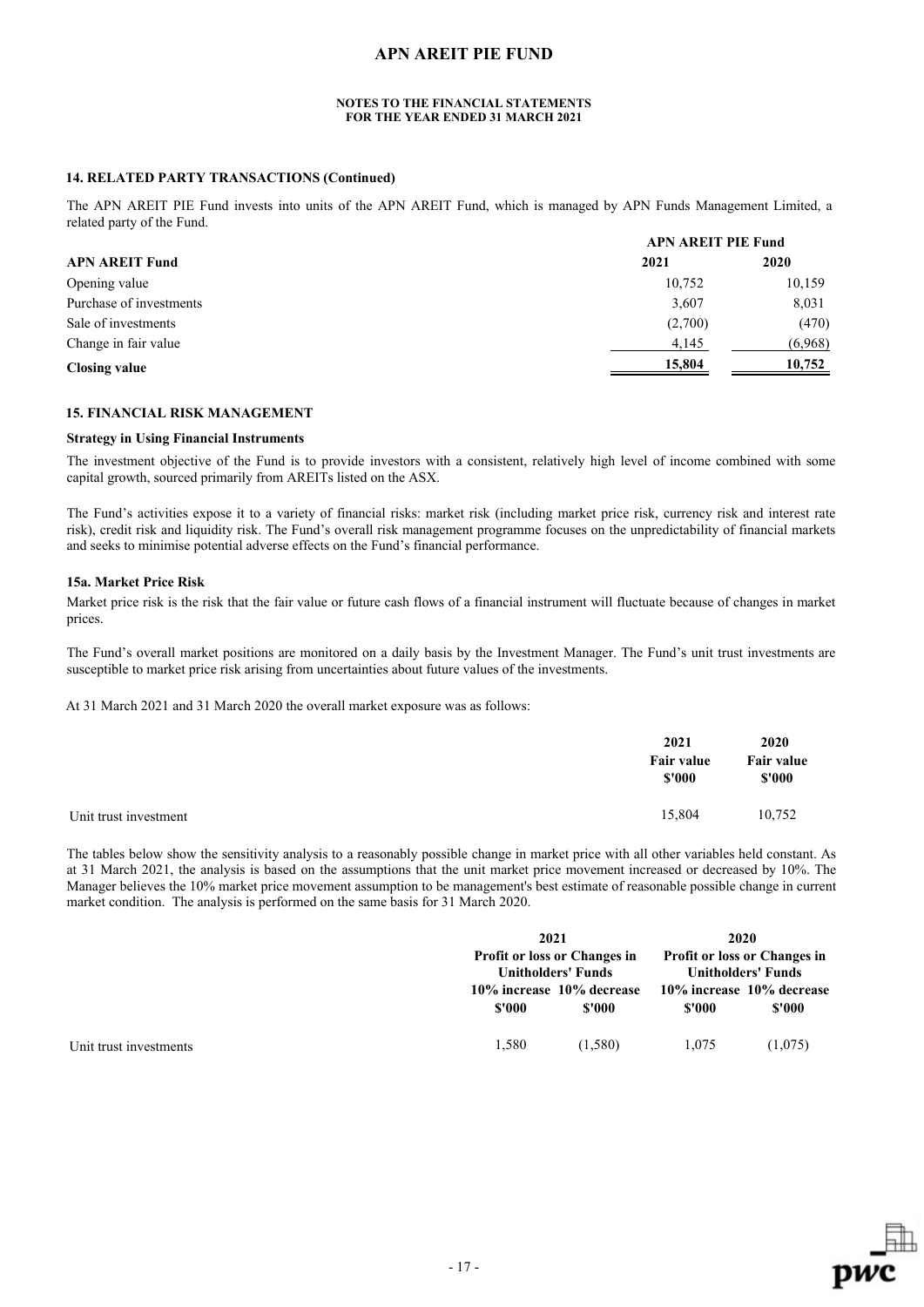# APN AREIT PIE FUND

**NOTES TO THE FINANCIAL STATEMENTS**
**FOR THE YEAR ENDED 31 MARCH 2021**

### 14. RELATED PARTY TRANSACTIONS (Continued)

The APN AREIT PIE Fund invests into units of the APN AREIT Fund, which is managed by APN Funds Management Limited, a related party of the Fund.

| | APN AREIT PIE Fund | |
|---|---|---|
| **APN AREIT Fund** | **2021** | **2020** |
| Opening value | 10,752 | 10,159 |
| Purchase of investments | 3,607 | 8,031 |
| Sale of investments | (2,700) | (470) |
| Change in fair value | 4,145 | (6,968) |
| **Closing value** | **15,804** | **10,752** |

### 15. FINANCIAL RISK MANAGEMENT

**Strategy in Using Financial Instruments**

The investment objective of the Fund is to provide investors with a consistent, relatively high level of income combined with some capital growth, sourced primarily from AREITs listed on the ASX.

The Fund's activities expose it to a variety of financial risks: market risk (including market price risk, currency risk and interest rate risk), credit risk and liquidity risk. The Fund's overall risk management programme focuses on the unpredictability of financial markets and seeks to minimise potential adverse effects on the Fund's financial performance.

**15a. Market Price Risk**

Market price risk is the risk that the fair value or future cash flows of a financial instrument will fluctuate because of changes in market prices.

The Fund's overall market positions are monitored on a daily basis by the Investment Manager. The Fund's unit trust investments are susceptible to market price risk arising from uncertainties about future values of the investments.

At 31 March 2021 and 31 March 2020 the overall market exposure was as follows:

| | 2021 | 2020 |
|---|---|---|
| | Fair value | Fair value |
| | $'000 | $'000 |
| Unit trust investment | 15,804 | 10,752 |

The tables below show the sensitivity analysis to a reasonably possible change in market price with all other variables held constant. As at 31 March 2021, the analysis is based on the assumptions that the unit market price movement increased or decreased by 10%. The Manager believes the 10% market price movement assumption to be management's best estimate of reasonable possible change in current market condition. The analysis is performed on the same basis for 31 March 2020.

| | 2021 | | 2020 | |
|---|---|---|---|---|
| | Profit or loss or Changes in Unitholders' Funds | | Profit or loss or Changes in Unitholders' Funds | |
| | 10% increase | 10% decrease | 10% increase | 10% decrease |
| | $'000 | $'000 | $'000 | $'000 |
| Unit trust investments | 1,580 | (1,580) | 1,075 | (1,075) |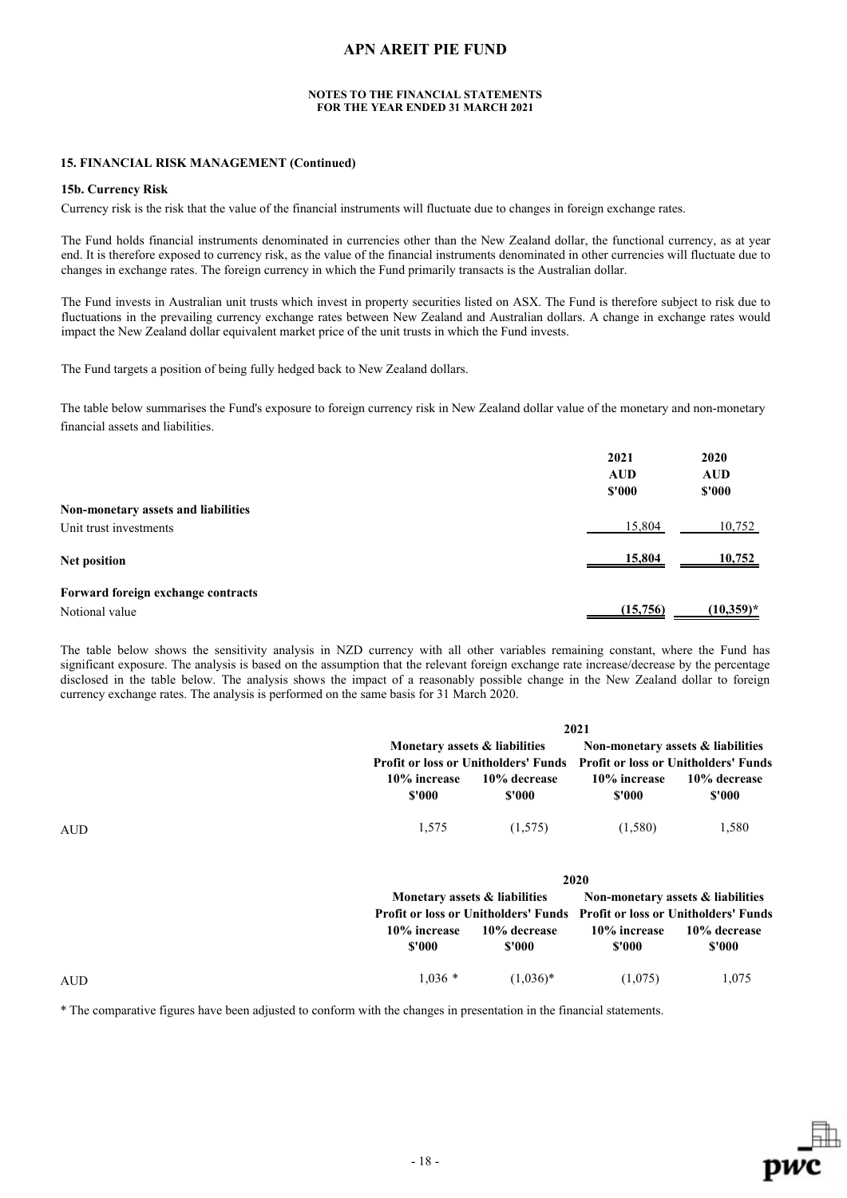**NOTES TO THE FINANCIAL STATEMENTS**
**FOR THE YEAR ENDED 31 MARCH 2021**

### 15. FINANCIAL RISK MANAGEMENT (Continued)

#### 15b. Currency Risk

Currency risk is the risk that the value of the financial instruments will fluctuate due to changes in foreign exchange rates.

The Fund holds financial instruments denominated in currencies other than the New Zealand dollar, the functional currency, as at year end. It is therefore exposed to currency risk, as the value of the financial instruments denominated in other currencies will fluctuate due to changes in exchange rates. The foreign currency in which the Fund primarily transacts is the Australian dollar.

The Fund invests in Australian unit trusts which invest in property securities listed on ASX. The Fund is therefore subject to risk due to fluctuations in the prevailing currency exchange rates between New Zealand and Australian dollars. A change in exchange rates would impact the New Zealand dollar equivalent market price of the unit trusts in which the Fund invests.

The Fund targets a position of being fully hedged back to New Zealand dollars.

The table below summarises the Fund's exposure to foreign currency risk in New Zealand dollar value of the monetary and non-monetary financial assets and liabilities.

| | 2021 AUD $'000 | 2020 AUD $'000 |
|---|---|---|
| **Non-monetary assets and liabilities** | | |
| Unit trust investments | 15,804 | 10,752 |
| **Net position** | **15,804** | **10,752** |
| **Forward foreign exchange contracts** | | |
| Notional value | **(15,756)** | **(10,359)*** |

The table below shows the sensitivity analysis in NZD currency with all other variables remaining constant, where the Fund has significant exposure. The analysis is based on the assumption that the relevant foreign exchange rate increase/decrease by the percentage disclosed in the table below. The analysis shows the impact of a reasonably possible change in the New Zealand dollar to foreign currency exchange rates. The analysis is performed on the same basis for 31 March 2020.

| | 2021 | | | |
|---|---|---|---|---|
| | Monetary assets & liabilities | | Non-monetary assets & liabilities | |
| | Profit or loss or Unitholders' Funds | | Profit or loss or Unitholders' Funds | |
| | 10% increase $'000 | 10% decrease $'000 | 10% increase $'000 | 10% decrease $'000 |
| AUD | 1,575 | (1,575) | (1,580) | 1,580 |

| | 2020 | | | |
|---|---|---|---|---|
| | Monetary assets & liabilities | | Non-monetary assets & liabilities | |
| | Profit or loss or Unitholders' Funds | | Profit or loss or Unitholders' Funds | |
| | 10% increase $'000 | 10% decrease $'000 | 10% increase $'000 | 10% decrease $'000 |
| AUD | 1,036 * | (1,036)* | (1,075) | 1,075 |

* The comparative figures have been adjusted to conform with the changes in presentation in the financial statements.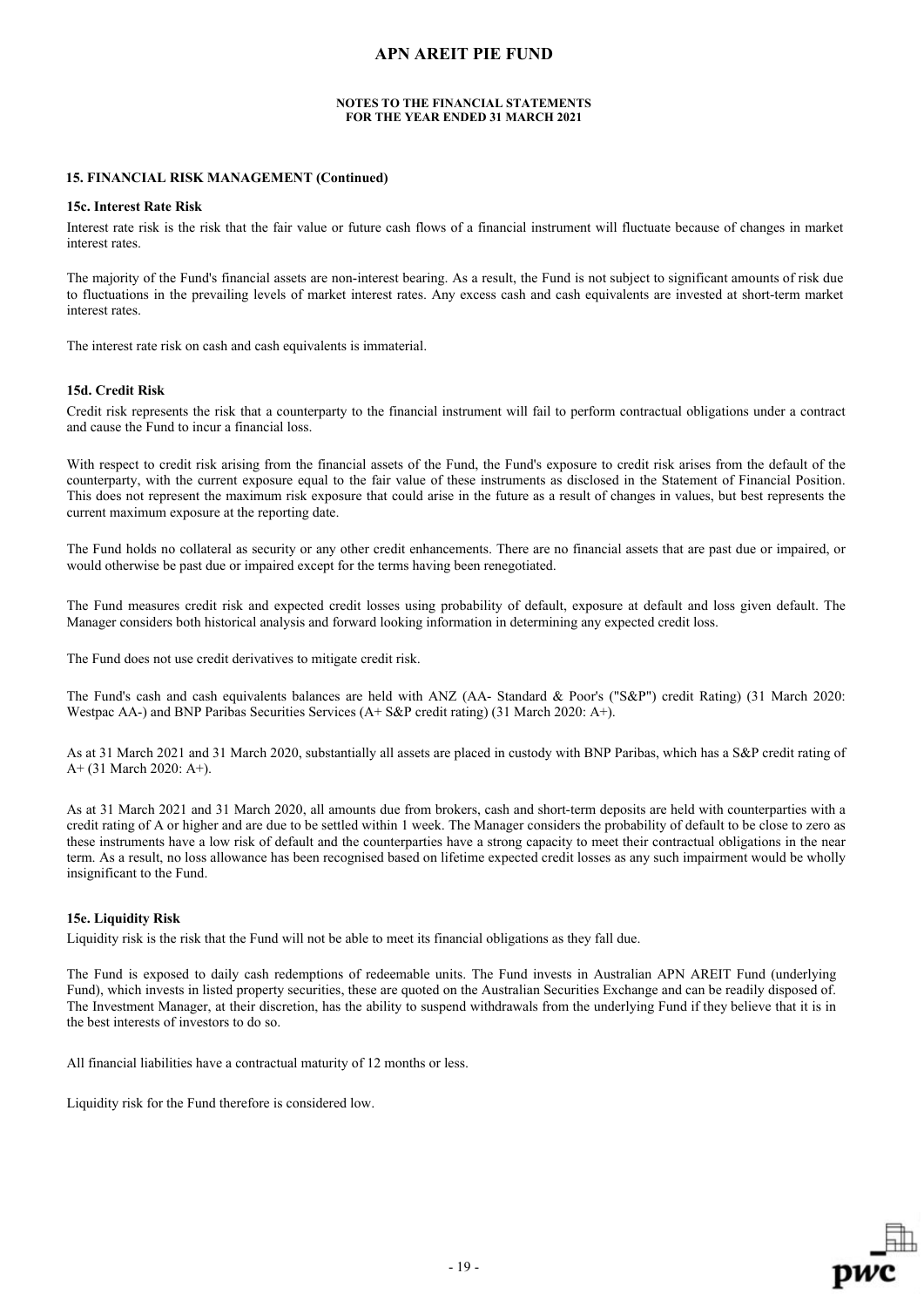## 15. FINANCIAL RISK MANAGEMENT (Continued)

### 15c. Interest Rate Risk

Interest rate risk is the risk that the fair value or future cash flows of a financial instrument will fluctuate because of changes in market interest rates.

The majority of the Fund's financial assets are non-interest bearing. As a result, the Fund is not subject to significant amounts of risk due to fluctuations in the prevailing levels of market interest rates. Any excess cash and cash equivalents are invested at short-term market interest rates.

The interest rate risk on cash and cash equivalents is immaterial.

### 15d. Credit Risk

Credit risk represents the risk that a counterparty to the financial instrument will fail to perform contractual obligations under a contract and cause the Fund to incur a financial loss.

With respect to credit risk arising from the financial assets of the Fund, the Fund's exposure to credit risk arises from the default of the counterparty, with the current exposure equal to the fair value of these instruments as disclosed in the Statement of Financial Position. This does not represent the maximum risk exposure that could arise in the future as a result of changes in values, but best represents the current maximum exposure at the reporting date.

The Fund holds no collateral as security or any other credit enhancements. There are no financial assets that are past due or impaired, or would otherwise be past due or impaired except for the terms having been renegotiated.

The Fund measures credit risk and expected credit losses using probability of default, exposure at default and loss given default. The Manager considers both historical analysis and forward looking information in determining any expected credit loss.

The Fund does not use credit derivatives to mitigate credit risk.

The Fund's cash and cash equivalents balances are held with ANZ (AA- Standard & Poor's ("S&P") credit Rating) (31 March 2020: Westpac AA-) and BNP Paribas Securities Services (A+ S&P credit rating) (31 March 2020: A+).

As at 31 March 2021 and 31 March 2020, substantially all assets are placed in custody with BNP Paribas, which has a S&P credit rating of A+ (31 March 2020: A+).

As at 31 March 2021 and 31 March 2020, all amounts due from brokers, cash and short-term deposits are held with counterparties with a credit rating of A or higher and are due to be settled within 1 week. The Manager considers the probability of default to be close to zero as these instruments have a low risk of default and the counterparties have a strong capacity to meet their contractual obligations in the near term. As a result, no loss allowance has been recognised based on lifetime expected credit losses as any such impairment would be wholly insignificant to the Fund.

### 15e. Liquidity Risk

Liquidity risk is the risk that the Fund will not be able to meet its financial obligations as they fall due.

The Fund is exposed to daily cash redemptions of redeemable units. The Fund invests in Australian APN AREIT Fund (underlying Fund), which invests in listed property securities, these are quoted on the Australian Securities Exchange and can be readily disposed of. The Investment Manager, at their discretion, has the ability to suspend withdrawals from the underlying Fund if they believe that it is in the best interests of investors to do so.

All financial liabilities have a contractual maturity of 12 months or less.

Liquidity risk for the Fund therefore is considered low.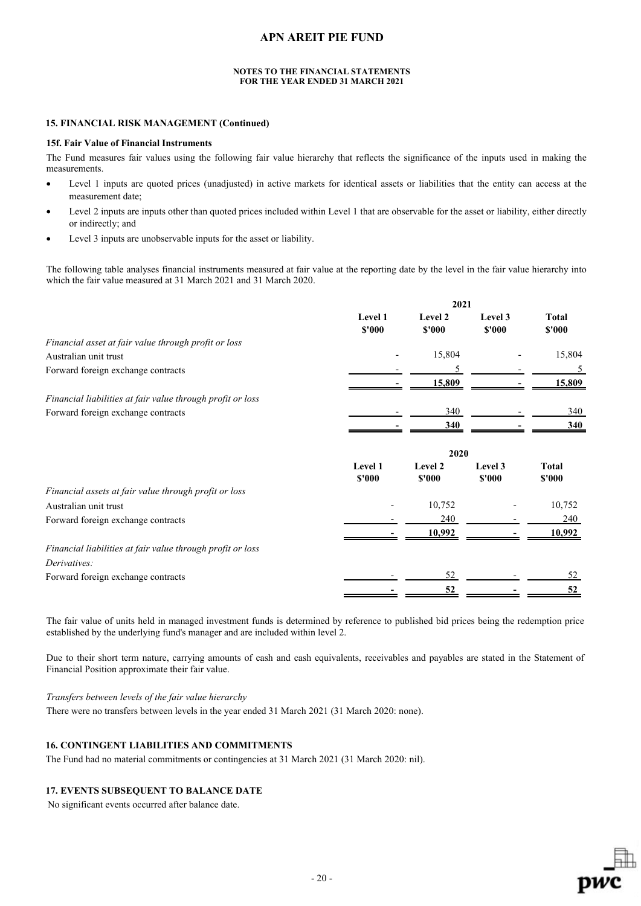# APN AREIT PIE FUND

**NOTES TO THE FINANCIAL STATEMENTS**
**FOR THE YEAR ENDED 31 MARCH 2021**

### 15. FINANCIAL RISK MANAGEMENT (Continued)

#### 15f. Fair Value of Financial Instruments

The Fund measures fair values using the following fair value hierarchy that reflects the significance of the inputs used in making the measurements.

- Level 1 inputs are quoted prices (unadjusted) in active markets for identical assets or liabilities that the entity can access at the measurement date;
- Level 2 inputs are inputs other than quoted prices included within Level 1 that are observable for the asset or liability, either directly or indirectly; and
- Level 3 inputs are unobservable inputs for the asset or liability.

The following table analyses financial instruments measured at fair value at the reporting date by the level in the fair value hierarchy into which the fair value measured at 31 March 2021 and 31 March 2020.

| | 2021 | | | |
|---|---|---|---|---|
| | Level 1 $'000 | Level 2 $'000 | Level 3 $'000 | Total $'000 |
| *Financial asset at fair value through profit or loss* | | | | |
| Australian unit trust | - | 15,804 | - | 15,804 |
| Forward foreign exchange contracts | - | 5 | - | 5 |
| | - | **15,809** | - | **15,809** |
| *Financial liabilities at fair value through profit or loss* | | | | |
| Forward foreign exchange contracts | - | 340 | - | 340 |
| | - | **340** | - | **340** |

| | 2020 | | | |
|---|---|---|---|---|
| | Level 1 $'000 | Level 2 $'000 | Level 3 $'000 | Total $'000 |
| *Financial assets at fair value through profit or loss* | | | | |
| Australian unit trust | - | 10,752 | - | 10,752 |
| Forward foreign exchange contracts | - | 240 | - | 240 |
| | - | **10,992** | - | **10,992** |
| *Financial liabilities at fair value through profit or loss* | | | | |
| *Derivatives:* | | | | |
| Forward foreign exchange contracts | - | 52 | - | 52 |
| | - | **52** | - | **52** |

The fair value of units held in managed investment funds is determined by reference to published bid prices being the redemption price established by the underlying fund's manager and are included within level 2.

Due to their short term nature, carrying amounts of cash and cash equivalents, receivables and payables are stated in the Statement of Financial Position approximate their fair value.

*Transfers between levels of the fair value hierarchy*

There were no transfers between levels in the year ended 31 March 2021 (31 March 2020: none).

### 16. CONTINGENT LIABILITIES AND COMMITMENTS

The Fund had no material commitments or contingencies at 31 March 2021 (31 March 2020: nil).

### 17. EVENTS SUBSEQUENT TO BALANCE DATE

No significant events occurred after balance date.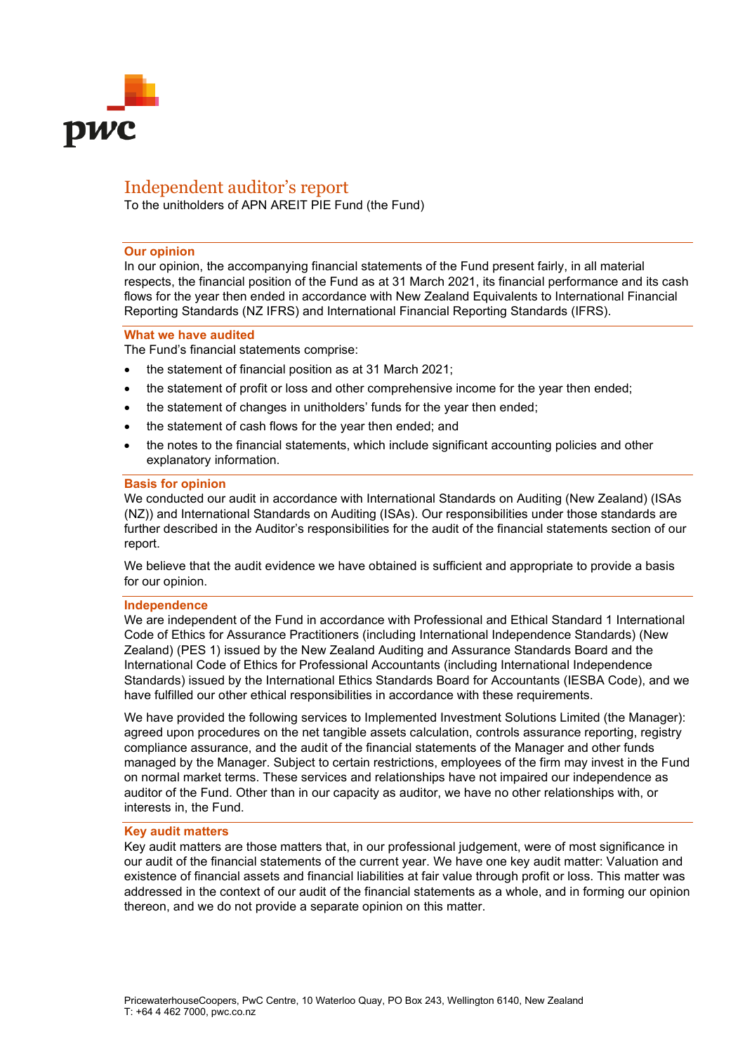# Independent auditor's report

To the unitholders of APN AREIT PIE Fund (the Fund)

## Our opinion

In our opinion, the accompanying financial statements of the Fund present fairly, in all material respects, the financial position of the Fund as at 31 March 2021, its financial performance and its cash flows for the year then ended in accordance with New Zealand Equivalents to International Financial Reporting Standards (NZ IFRS) and International Financial Reporting Standards (IFRS).

## What we have audited

The Fund's financial statements comprise:

- the statement of financial position as at 31 March 2021;
- the statement of profit or loss and other comprehensive income for the year then ended;
- the statement of changes in unitholders' funds for the year then ended;
- the statement of cash flows for the year then ended; and
- the notes to the financial statements, which include significant accounting policies and other explanatory information.

## Basis for opinion

We conducted our audit in accordance with International Standards on Auditing (New Zealand) (ISAs (NZ)) and International Standards on Auditing (ISAs). Our responsibilities under those standards are further described in the Auditor's responsibilities for the audit of the financial statements section of our report.

We believe that the audit evidence we have obtained is sufficient and appropriate to provide a basis for our opinion.

## Independence

We are independent of the Fund in accordance with Professional and Ethical Standard 1 International Code of Ethics for Assurance Practitioners (including International Independence Standards) (New Zealand) (PES 1) issued by the New Zealand Auditing and Assurance Standards Board and the International Code of Ethics for Professional Accountants (including International Independence Standards) issued by the International Ethics Standards Board for Accountants (IESBA Code), and we have fulfilled our other ethical responsibilities in accordance with these requirements.

We have provided the following services to Implemented Investment Solutions Limited (the Manager): agreed upon procedures on the net tangible assets calculation, controls assurance reporting, registry compliance assurance, and the audit of the financial statements of the Manager and other funds managed by the Manager. Subject to certain restrictions, employees of the firm may invest in the Fund on normal market terms. These services and relationships have not impaired our independence as auditor of the Fund. Other than in our capacity as auditor, we have no other relationships with, or interests in, the Fund.

## Key audit matters

Key audit matters are those matters that, in our professional judgement, were of most significance in our audit of the financial statements of the current year. We have one key audit matter: Valuation and existence of financial assets and financial liabilities at fair value through profit or loss. This matter was addressed in the context of our audit of the financial statements as a whole, and in forming our opinion thereon, and we do not provide a separate opinion on this matter.

PricewaterhouseCoopers, PwC Centre, 10 Waterloo Quay, PO Box 243, Wellington 6140, New Zealand
T: +64 4 462 7000, pwc.co.nz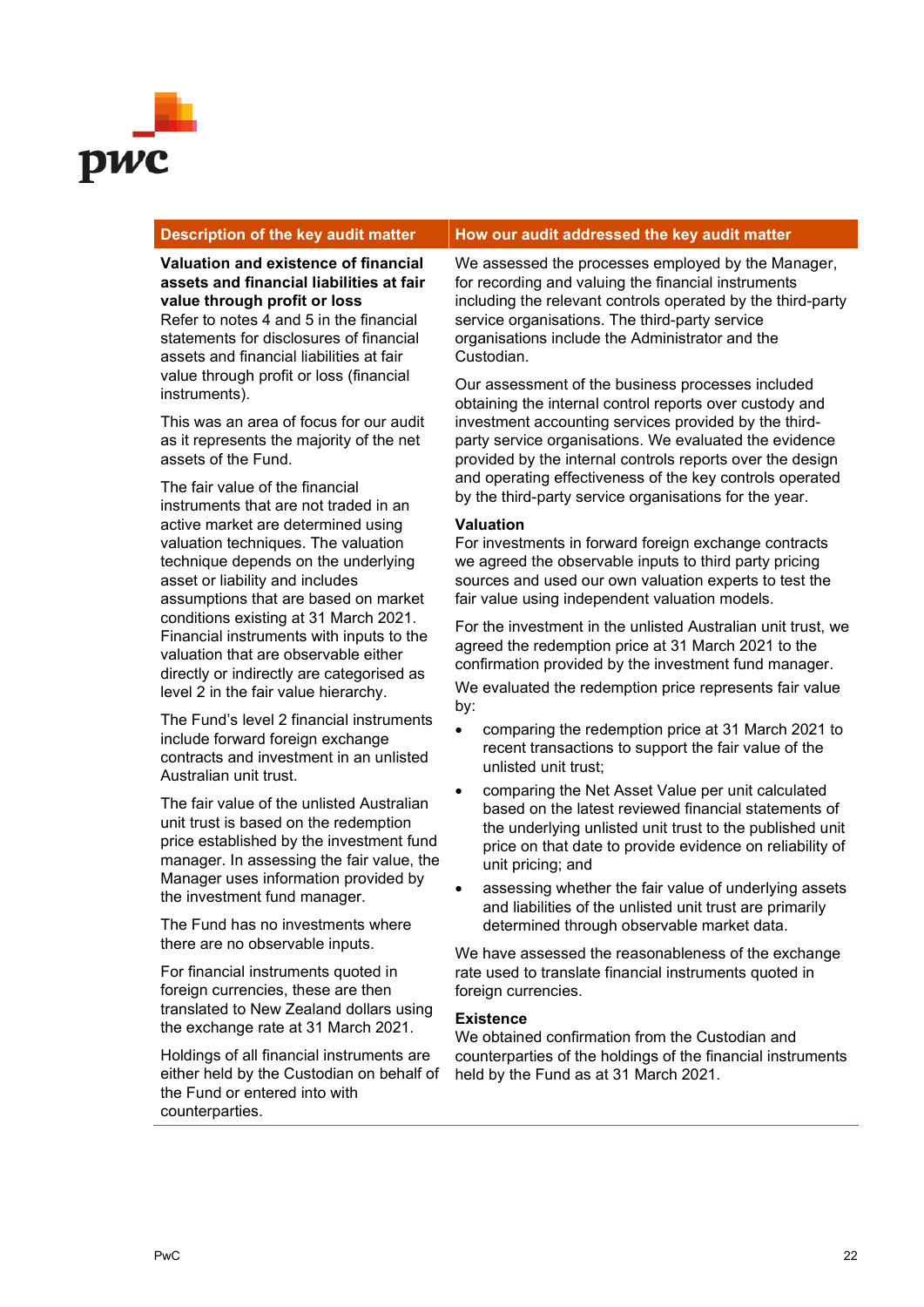| Description of the key audit matter | How our audit addressed the key audit matter |
|---|---|
| **Valuation and existence of financial assets and financial liabilities at fair value through profit or loss**<br>Refer to notes 4 and 5 in the financial statements for disclosures of financial assets and financial liabilities at fair value through profit or loss (financial instruments).<br><br>This was an area of focus for our audit as it represents the majority of the net assets of the Fund.<br><br>The fair value of the financial instruments that are not traded in an active market are determined using valuation techniques. The valuation technique depends on the underlying asset or liability and includes assumptions that are based on market conditions existing at 31 March 2021. Financial instruments with inputs to the valuation that are observable either directly or indirectly are categorised as level 2 in the fair value hierarchy.<br><br>The Fund's level 2 financial instruments include forward foreign exchange contracts and investment in an unlisted Australian unit trust.<br><br>The fair value of the unlisted Australian unit trust is based on the redemption price established by the investment fund manager. In assessing the fair value, the Manager uses information provided by the investment fund manager.<br><br>The Fund has no investments where there are no observable inputs.<br><br>For financial instruments quoted in foreign currencies, these are then translated to New Zealand dollars using the exchange rate at 31 March 2021.<br><br>Holdings of all financial instruments are either held by the Custodian on behalf of the Fund or entered into with counterparties. | We assessed the processes employed by the Manager, for recording and valuing the financial instruments including the relevant controls operated by the third-party service organisations. The third-party service organisations include the Administrator and the Custodian.<br><br>Our assessment of the business processes included obtaining the internal control reports over custody and investment accounting services provided by the third-party service organisations. We evaluated the evidence provided by the internal controls reports over the design and operating effectiveness of the key controls operated by the third-party service organisations for the year.<br><br>**Valuation**<br>For investments in forward foreign exchange contracts we agreed the observable inputs to third party pricing sources and used our own valuation experts to test the fair value using independent valuation models.<br><br>For the investment in the unlisted Australian unit trust, we agreed the redemption price at 31 March 2021 to the confirmation provided by the investment fund manager.<br>We evaluated the redemption price represents fair value by:<br>• comparing the redemption price at 31 March 2021 to recent transactions to support the fair value of the unlisted unit trust;<br>• comparing the Net Asset Value per unit calculated based on the latest reviewed financial statements of the underlying unlisted unit trust to the published unit price on that date to provide evidence on reliability of unit pricing; and<br>• assessing whether the fair value of underlying assets and liabilities of the unlisted unit trust are primarily determined through observable market data.<br><br>We have assessed the reasonableness of the exchange rate used to translate financial instruments quoted in foreign currencies.<br><br>**Existence**<br>We obtained confirmation from the Custodian and counterparties of the holdings of the financial instruments held by the Fund as at 31 March 2021. |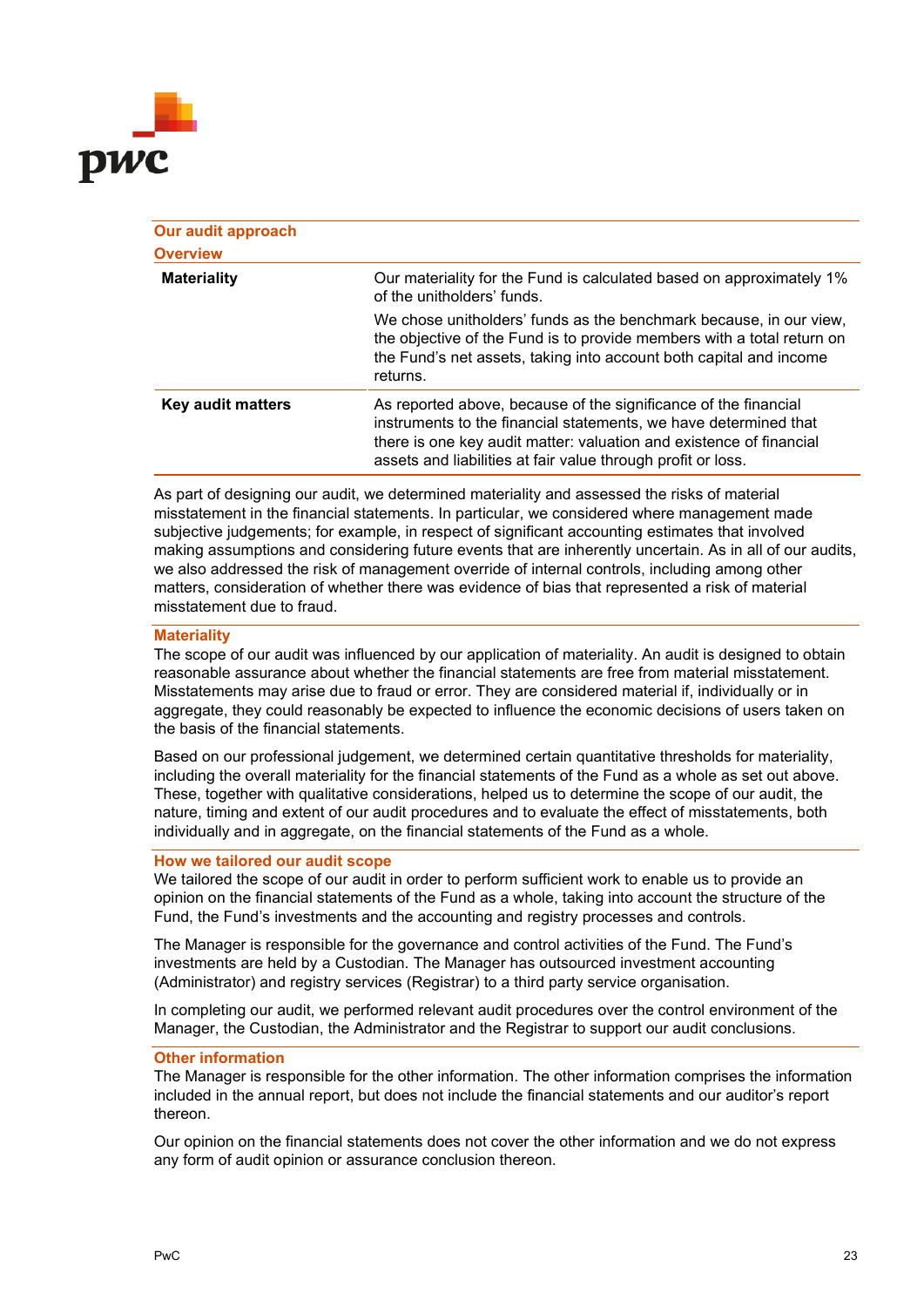## Our audit approach

### Overview

| | |
|---|---|
| **Materiality** | Our materiality for the Fund is calculated based on approximately 1% of the unitholders' funds.<br><br>We chose unitholders' funds as the benchmark because, in our view, the objective of the Fund is to provide members with a total return on the Fund's net assets, taking into account both capital and income returns. |
| **Key audit matters** | As reported above, because of the significance of the financial instruments to the financial statements, we have determined that there is one key audit matter: valuation and existence of financial assets and liabilities at fair value through profit or loss. |

As part of designing our audit, we determined materiality and assessed the risks of material misstatement in the financial statements. In particular, we considered where management made subjective judgements; for example, in respect of significant accounting estimates that involved making assumptions and considering future events that are inherently uncertain. As in all of our audits, we also addressed the risk of management override of internal controls, including among other matters, consideration of whether there was evidence of bias that represented a risk of material misstatement due to fraud.

### Materiality

The scope of our audit was influenced by our application of materiality. An audit is designed to obtain reasonable assurance about whether the financial statements are free from material misstatement. Misstatements may arise due to fraud or error. They are considered material if, individually or in aggregate, they could reasonably be expected to influence the economic decisions of users taken on the basis of the financial statements.

Based on our professional judgement, we determined certain quantitative thresholds for materiality, including the overall materiality for the financial statements of the Fund as a whole as set out above. These, together with qualitative considerations, helped us to determine the scope of our audit, the nature, timing and extent of our audit procedures and to evaluate the effect of misstatements, both individually and in aggregate, on the financial statements of the Fund as a whole.

### How we tailored our audit scope

We tailored the scope of our audit in order to perform sufficient work to enable us to provide an opinion on the financial statements of the Fund as a whole, taking into account the structure of the Fund, the Fund's investments and the accounting and registry processes and controls.

The Manager is responsible for the governance and control activities of the Fund. The Fund's investments are held by a Custodian. The Manager has outsourced investment accounting (Administrator) and registry services (Registrar) to a third party service organisation.

In completing our audit, we performed relevant audit procedures over the control environment of the Manager, the Custodian, the Administrator and the Registrar to support our audit conclusions.

### Other information

The Manager is responsible for the other information. The other information comprises the information included in the annual report, but does not include the financial statements and our auditor's report thereon.

Our opinion on the financial statements does not cover the other information and we do not express any form of audit opinion or assurance conclusion thereon.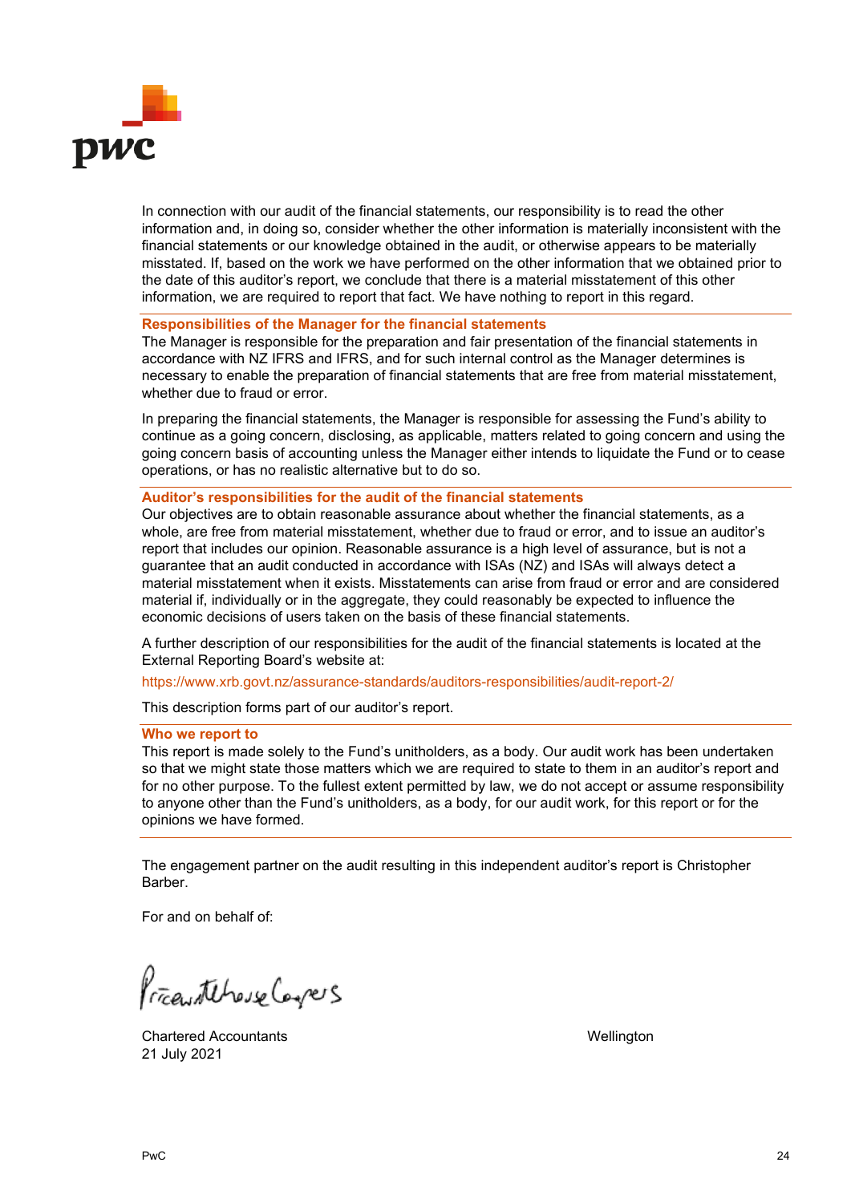In connection with our audit of the financial statements, our responsibility is to read the other information and, in doing so, consider whether the other information is materially inconsistent with the financial statements or our knowledge obtained in the audit, or otherwise appears to be materially misstated. If, based on the work we have performed on the other information that we obtained prior to the date of this auditor's report, we conclude that there is a material misstatement of this other information, we are required to report that fact. We have nothing to report in this regard.

## Responsibilities of the Manager for the financial statements

The Manager is responsible for the preparation and fair presentation of the financial statements in accordance with NZ IFRS and IFRS, and for such internal control as the Manager determines is necessary to enable the preparation of financial statements that are free from material misstatement, whether due to fraud or error.

In preparing the financial statements, the Manager is responsible for assessing the Fund's ability to continue as a going concern, disclosing, as applicable, matters related to going concern and using the going concern basis of accounting unless the Manager either intends to liquidate the Fund or to cease operations, or has no realistic alternative but to do so.

## Auditor's responsibilities for the audit of the financial statements

Our objectives are to obtain reasonable assurance about whether the financial statements, as a whole, are free from material misstatement, whether due to fraud or error, and to issue an auditor's report that includes our opinion. Reasonable assurance is a high level of assurance, but is not a guarantee that an audit conducted in accordance with ISAs (NZ) and ISAs will always detect a material misstatement when it exists. Misstatements can arise from fraud or error and are considered material if, individually or in the aggregate, they could reasonably be expected to influence the economic decisions of users taken on the basis of these financial statements.

A further description of our responsibilities for the audit of the financial statements is located at the External Reporting Board's website at:

https://www.xrb.govt.nz/assurance-standards/auditors-responsibilities/audit-report-2/

This description forms part of our auditor's report.

## Who we report to

This report is made solely to the Fund's unitholders, as a body. Our audit work has been undertaken so that we might state those matters which we are required to state to them in an auditor's report and for no other purpose. To the fullest extent permitted by law, we do not accept or assume responsibility to anyone other than the Fund's unitholders, as a body, for our audit work, for this report or for the opinions we have formed.

The engagement partner on the audit resulting in this independent auditor's report is Christopher Barber.

For and on behalf of:

PricewaterhouseCoopers

Chartered Accountants
21 July 2021

Wellington